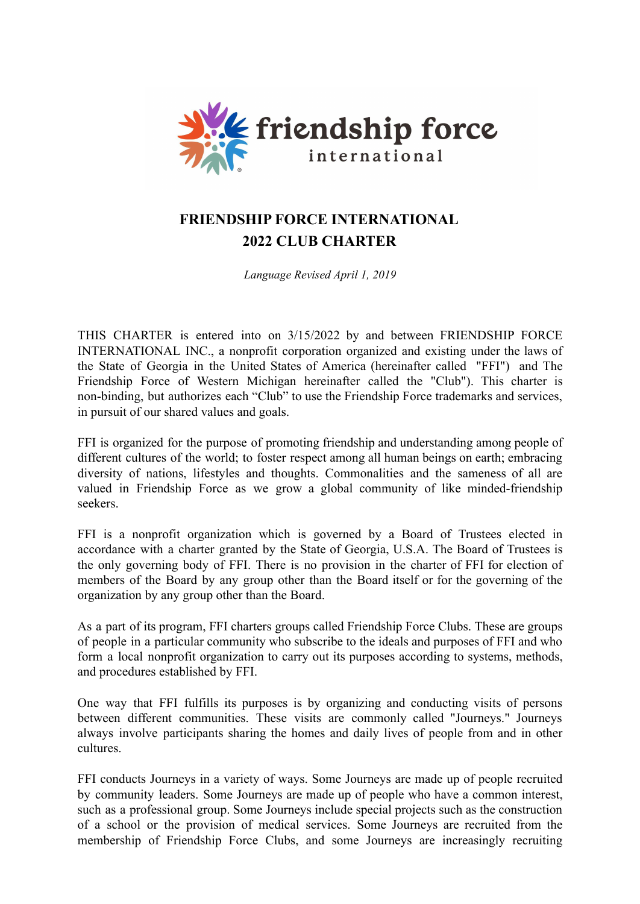# FRIENDSHIP FORCE INTERNATIONAL
# 2022 CLUB CHARTER

*Language Revised April 1, 2019*

THIS CHARTER is entered into on 3/15/2022 by and between FRIENDSHIP FORCE INTERNATIONAL INC., a nonprofit corporation organized and existing under the laws of the State of Georgia in the United States of America (hereinafter called "FFI") and The Friendship Force of Western Michigan hereinafter called the "Club"). This charter is non-binding, but authorizes each "Club" to use the Friendship Force trademarks and services, in pursuit of our shared values and goals.

FFI is organized for the purpose of promoting friendship and understanding among people of different cultures of the world; to foster respect among all human beings on earth; embracing diversity of nations, lifestyles and thoughts. Commonalities and the sameness of all are valued in Friendship Force as we grow a global community of like minded-friendship seekers.

FFI is a nonprofit organization which is governed by a Board of Trustees elected in accordance with a charter granted by the State of Georgia, U.S.A. The Board of Trustees is the only governing body of FFI. There is no provision in the charter of FFI for election of members of the Board by any group other than the Board itself or for the governing of the organization by any group other than the Board.

As a part of its program, FFI charters groups called Friendship Force Clubs. These are groups of people in a particular community who subscribe to the ideals and purposes of FFI and who form a local nonprofit organization to carry out its purposes according to systems, methods, and procedures established by FFI.

One way that FFI fulfills its purposes is by organizing and conducting visits of persons between different communities. These visits are commonly called "Journeys." Journeys always involve participants sharing the homes and daily lives of people from and in other cultures.

FFI conducts Journeys in a variety of ways. Some Journeys are made up of people recruited by community leaders. Some Journeys are made up of people who have a common interest, such as a professional group. Some Journeys include special projects such as the construction of a school or the provision of medical services. Some Journeys are recruited from the membership of Friendship Force Clubs, and some Journeys are increasingly recruiting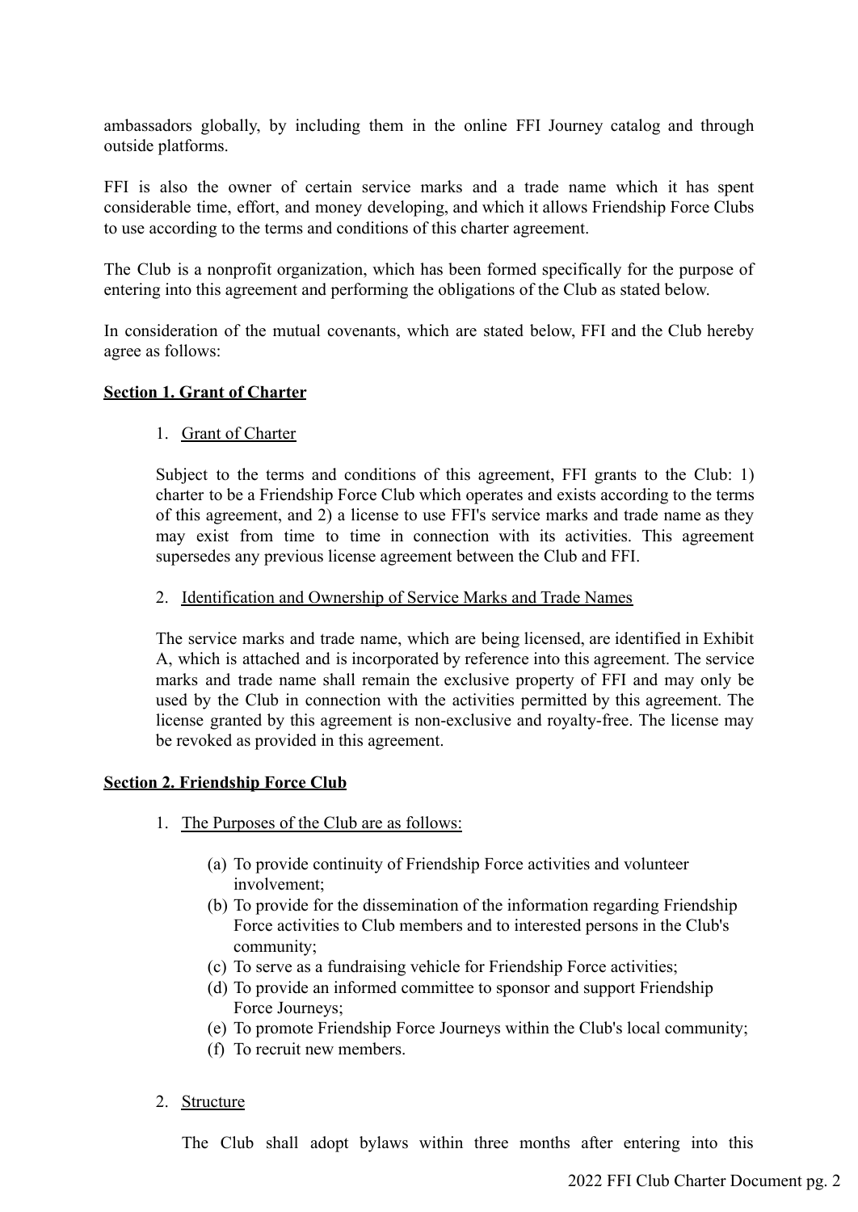ambassadors globally, by including them in the online FFI Journey catalog and through outside platforms.

FFI is also the owner of certain service marks and a trade name which it has spent considerable time, effort, and money developing, and which it allows Friendship Force Clubs to use according to the terms and conditions of this charter agreement.

The Club is a nonprofit organization, which has been formed specifically for the purpose of entering into this agreement and performing the obligations of the Club as stated below.

In consideration of the mutual covenants, which are stated below, FFI and the Club hereby agree as follows:

## Section 1. Grant of Charter

1. Grant of Charter

Subject to the terms and conditions of this agreement, FFI grants to the Club: 1) charter to be a Friendship Force Club which operates and exists according to the terms of this agreement, and 2) a license to use FFI's service marks and trade name as they may exist from time to time in connection with its activities. This agreement supersedes any previous license agreement between the Club and FFI.

2. Identification and Ownership of Service Marks and Trade Names

The service marks and trade name, which are being licensed, are identified in Exhibit A, which is attached and is incorporated by reference into this agreement. The service marks and trade name shall remain the exclusive property of FFI and may only be used by the Club in connection with the activities permitted by this agreement. The license granted by this agreement is non-exclusive and royalty-free. The license may be revoked as provided in this agreement.

## Section 2. Friendship Force Club

1. The Purposes of the Club are as follows:

   (a) To provide continuity of Friendship Force activities and volunteer involvement;
   (b) To provide for the dissemination of the information regarding Friendship Force activities to Club members and to interested persons in the Club's community;
   (c) To serve as a fundraising vehicle for Friendship Force activities;
   (d) To provide an informed committee to sponsor and support Friendship Force Journeys;
   (e) To promote Friendship Force Journeys within the Club's local community;
   (f) To recruit new members.

2. Structure

The Club shall adopt bylaws within three months after entering into this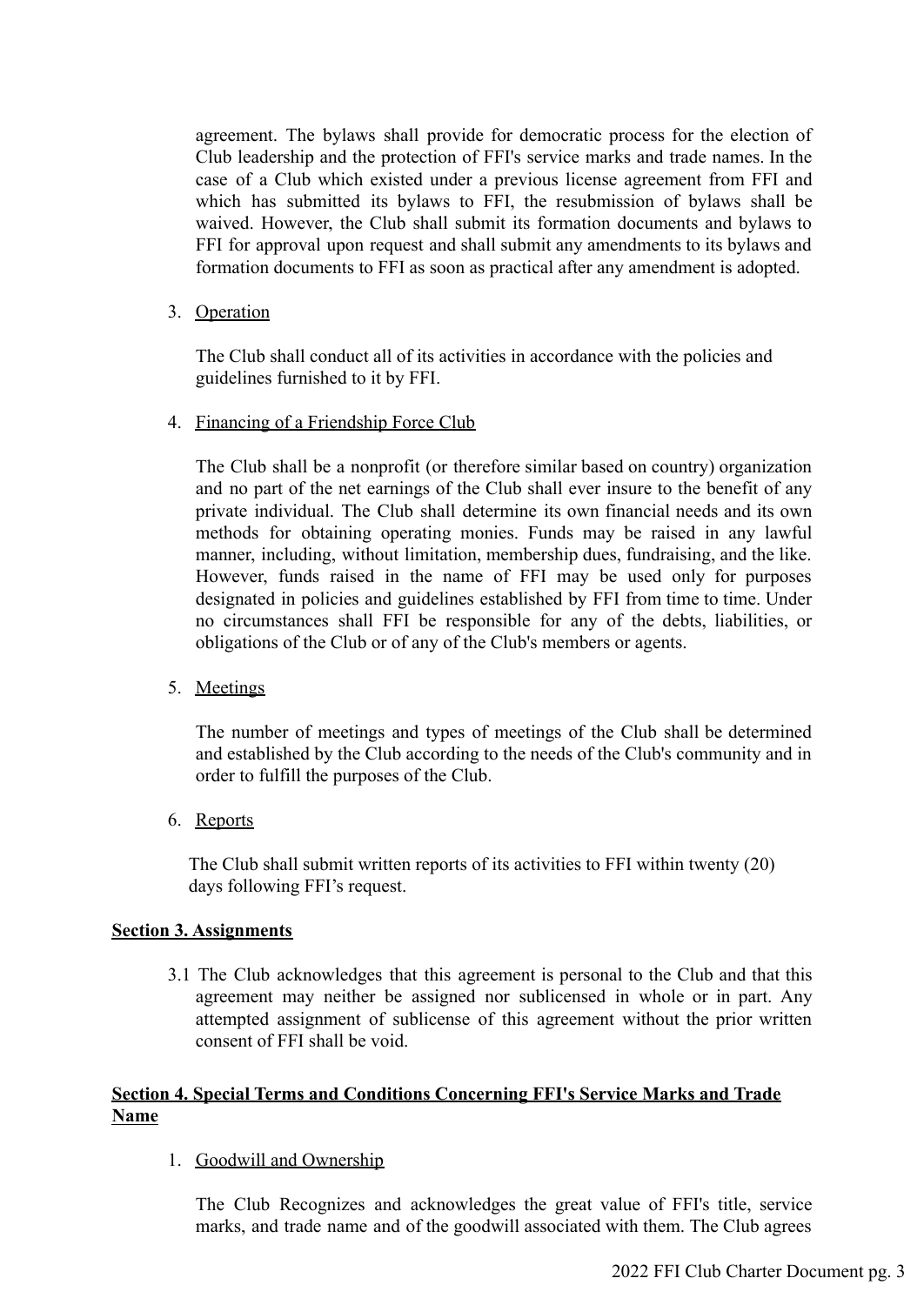agreement. The bylaws shall provide for democratic process for the election of Club leadership and the protection of FFI's service marks and trade names. In the case of a Club which existed under a previous license agreement from FFI and which has submitted its bylaws to FFI, the resubmission of bylaws shall be waived. However, the Club shall submit its formation documents and bylaws to FFI for approval upon request and shall submit any amendments to its bylaws and formation documents to FFI as soon as practical after any amendment is adopted.

3. <u>Operation</u>

   The Club shall conduct all of its activities in accordance with the policies and guidelines furnished to it by FFI.

4. <u>Financing of a Friendship Force Club</u>

   The Club shall be a nonprofit (or therefore similar based on country) organization and no part of the net earnings of the Club shall ever insure to the benefit of any private individual. The Club shall determine its own financial needs and its own methods for obtaining operating monies. Funds may be raised in any lawful manner, including, without limitation, membership dues, fundraising, and the like. However, funds raised in the name of FFI may be used only for purposes designated in policies and guidelines established by FFI from time to time. Under no circumstances shall FFI be responsible for any of the debts, liabilities, or obligations of the Club or of any of the Club's members or agents.

5. <u>Meetings</u>

   The number of meetings and types of meetings of the Club shall be determined and established by the Club according to the needs of the Club's community and in order to fulfill the purposes of the Club.

6. <u>Reports</u>

   The Club shall submit written reports of its activities to FFI within twenty (20) days following FFI's request.

**<u>Section 3. Assignments</u>**

3.1 The Club acknowledges that this agreement is personal to the Club and that this agreement may neither be assigned nor sublicensed in whole or in part. Any attempted assignment of sublicense of this agreement without the prior written consent of FFI shall be void.

**<u>Section 4. Special Terms and Conditions Concerning FFI's Service Marks and Trade Name</u>**

1. <u>Goodwill and Ownership</u>

   The Club Recognizes and acknowledges the great value of FFI's title, service marks, and trade name and of the goodwill associated with them. The Club agrees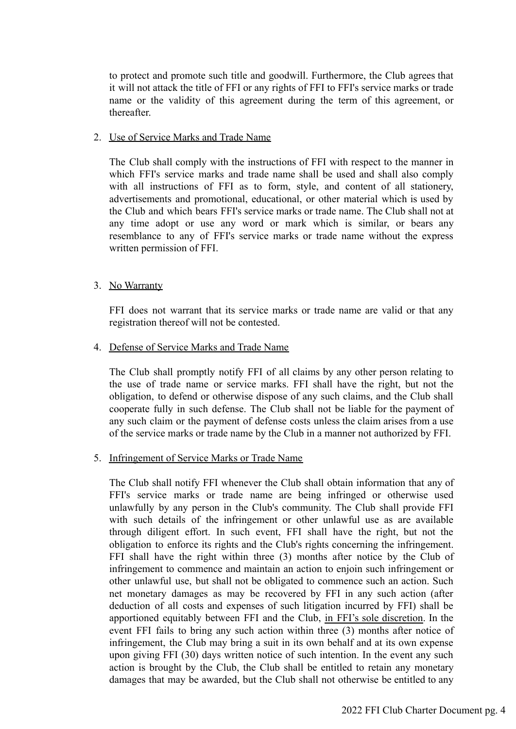to protect and promote such title and goodwill. Furthermore, the Club agrees that it will not attack the title of FFI or any rights of FFI to FFI's service marks or trade name or the validity of this agreement during the term of this agreement, or thereafter.

2. <u>Use of Service Marks and Trade Name</u>

   The Club shall comply with the instructions of FFI with respect to the manner in which FFI's service marks and trade name shall be used and shall also comply with all instructions of FFI as to form, style, and content of all stationery, advertisements and promotional, educational, or other material which is used by the Club and which bears FFI's service marks or trade name. The Club shall not at any time adopt or use any word or mark which is similar, or bears any resemblance to any of FFI's service marks or trade name without the express written permission of FFI.

3. <u>No Warranty</u>

   FFI does not warrant that its service marks or trade name are valid or that any registration thereof will not be contested.

4. <u>Defense of Service Marks and Trade Name</u>

   The Club shall promptly notify FFI of all claims by any other person relating to the use of trade name or service marks. FFI shall have the right, but not the obligation, to defend or otherwise dispose of any such claims, and the Club shall cooperate fully in such defense. The Club shall not be liable for the payment of any such claim or the payment of defense costs unless the claim arises from a use of the service marks or trade name by the Club in a manner not authorized by FFI.

5. <u>Infringement of Service Marks or Trade Name</u>

   The Club shall notify FFI whenever the Club shall obtain information that any of FFI's service marks or trade name are being infringed or otherwise used unlawfully by any person in the Club's community. The Club shall provide FFI with such details of the infringement or other unlawful use as are available through diligent effort. In such event, FFI shall have the right, but not the obligation to enforce its rights and the Club's rights concerning the infringement. FFI shall have the right within three (3) months after notice by the Club of infringement to commence and maintain an action to enjoin such infringement or other unlawful use, but shall not be obligated to commence such an action. Such net monetary damages as may be recovered by FFI in any such action (after deduction of all costs and expenses of such litigation incurred by FFI) shall be apportioned equitably between FFI and the Club, <u>in FFI's sole discretion</u>. In the event FFI fails to bring any such action within three (3) months after notice of infringement, the Club may bring a suit in its own behalf and at its own expense upon giving FFI (30) days written notice of such intention. In the event any such action is brought by the Club, the Club shall be entitled to retain any monetary damages that may be awarded, but the Club shall not otherwise be entitled to any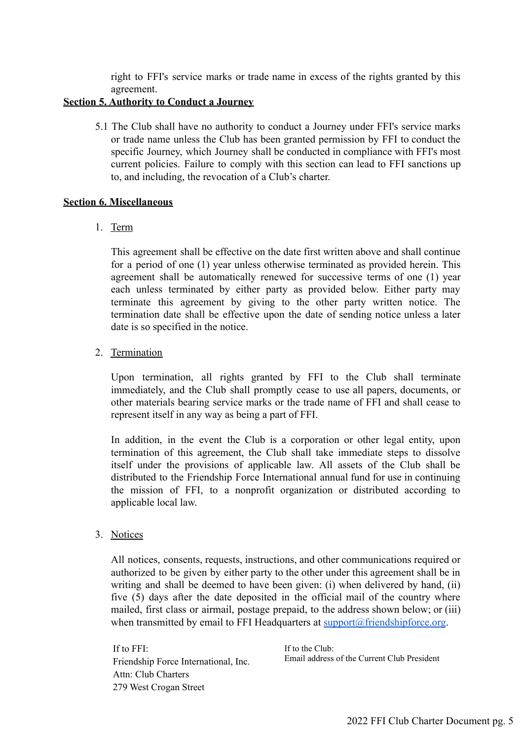right to FFI's service marks or trade name in excess of the rights granted by this agreement.

**Section 5. Authority to Conduct a Journey**

5.1 The Club shall have no authority to conduct a Journey under FFI's service marks or trade name unless the Club has been granted permission by FFI to conduct the specific Journey, which Journey shall be conducted in compliance with FFI's most current policies. Failure to comply with this section can lead to FFI sanctions up to, and including, the revocation of a Club's charter.

**Section 6. Miscellaneous**

1. Term

   This agreement shall be effective on the date first written above and shall continue for a period of one (1) year unless otherwise terminated as provided herein. This agreement shall be automatically renewed for successive terms of one (1) year each unless terminated by either party as provided below. Either party may terminate this agreement by giving to the other party written notice. The termination date shall be effective upon the date of sending notice unless a later date is so specified in the notice.

2. Termination

   Upon termination, all rights granted by FFI to the Club shall terminate immediately, and the Club shall promptly cease to use all papers, documents, or other materials bearing service marks or the trade name of FFI and shall cease to represent itself in any way as being a part of FFI.

   In addition, in the event the Club is a corporation or other legal entity, upon termination of this agreement, the Club shall take immediate steps to dissolve itself under the provisions of applicable law. All assets of the Club shall be distributed to the Friendship Force International annual fund for use in continuing the mission of FFI, to a nonprofit organization or distributed according to applicable local law.

3. Notices

   All notices, consents, requests, instructions, and other communications required or authorized to be given by either party to the other under this agreement shall be in writing and shall be deemed to have been given: (i) when delivered by hand, (ii) five (5) days after the date deposited in the official mail of the country where mailed, first class or airmail, postage prepaid, to the address shown below; or (iii) when transmitted by email to FFI Headquarters at support@friendshipforce.org.

   If to FFI:
   Friendship Force International, Inc.
   Attn: Club Charters
   279 West Crogan Street

   If to the Club:
   Email address of the Current Club President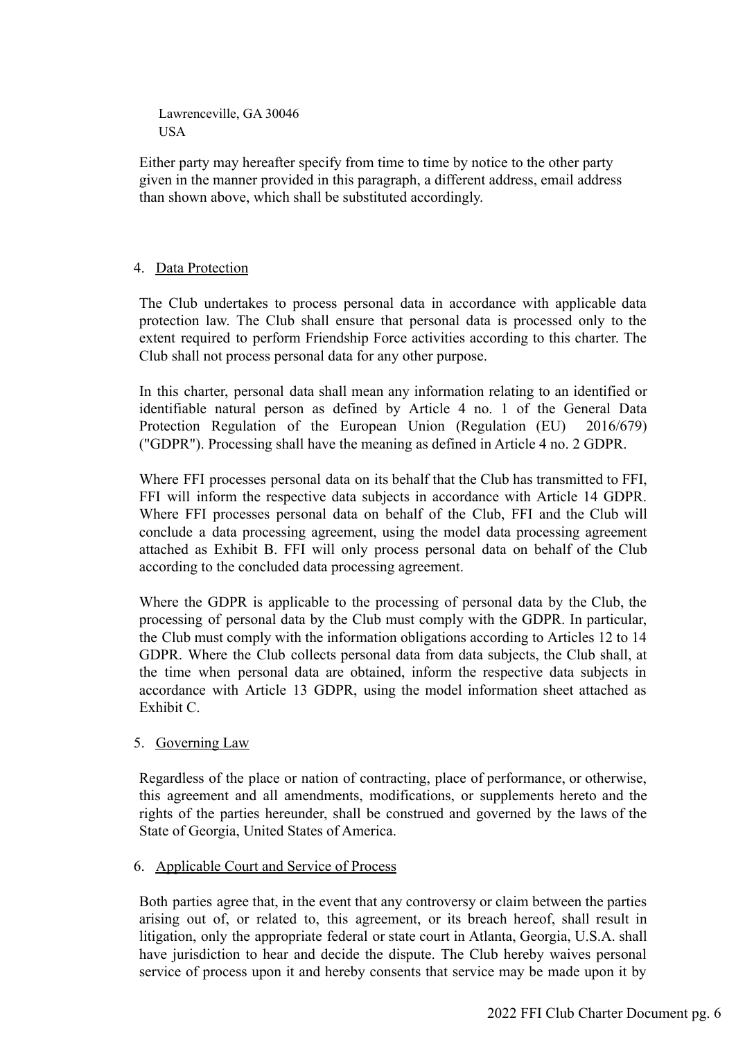Lawrenceville, GA 30046
USA

Either party may hereafter specify from time to time by notice to the other party given in the manner provided in this paragraph, a different address, email address than shown above, which shall be substituted accordingly.

4. Data Protection

The Club undertakes to process personal data in accordance with applicable data protection law. The Club shall ensure that personal data is processed only to the extent required to perform Friendship Force activities according to this charter. The Club shall not process personal data for any other purpose.

In this charter, personal data shall mean any information relating to an identified or identifiable natural person as defined by Article 4 no. 1 of the General Data Protection Regulation of the European Union (Regulation (EU) 2016/679) ("GDPR"). Processing shall have the meaning as defined in Article 4 no. 2 GDPR.

Where FFI processes personal data on its behalf that the Club has transmitted to FFI, FFI will inform the respective data subjects in accordance with Article 14 GDPR. Where FFI processes personal data on behalf of the Club, FFI and the Club will conclude a data processing agreement, using the model data processing agreement attached as Exhibit B. FFI will only process personal data on behalf of the Club according to the concluded data processing agreement.

Where the GDPR is applicable to the processing of personal data by the Club, the processing of personal data by the Club must comply with the GDPR. In particular, the Club must comply with the information obligations according to Articles 12 to 14 GDPR. Where the Club collects personal data from data subjects, the Club shall, at the time when personal data are obtained, inform the respective data subjects in accordance with Article 13 GDPR, using the model information sheet attached as Exhibit C.

5. Governing Law

Regardless of the place or nation of contracting, place of performance, or otherwise, this agreement and all amendments, modifications, or supplements hereto and the rights of the parties hereunder, shall be construed and governed by the laws of the State of Georgia, United States of America.

6. Applicable Court and Service of Process

Both parties agree that, in the event that any controversy or claim between the parties arising out of, or related to, this agreement, or its breach hereof, shall result in litigation, only the appropriate federal or state court in Atlanta, Georgia, U.S.A. shall have jurisdiction to hear and decide the dispute. The Club hereby waives personal service of process upon it and hereby consents that service may be made upon it by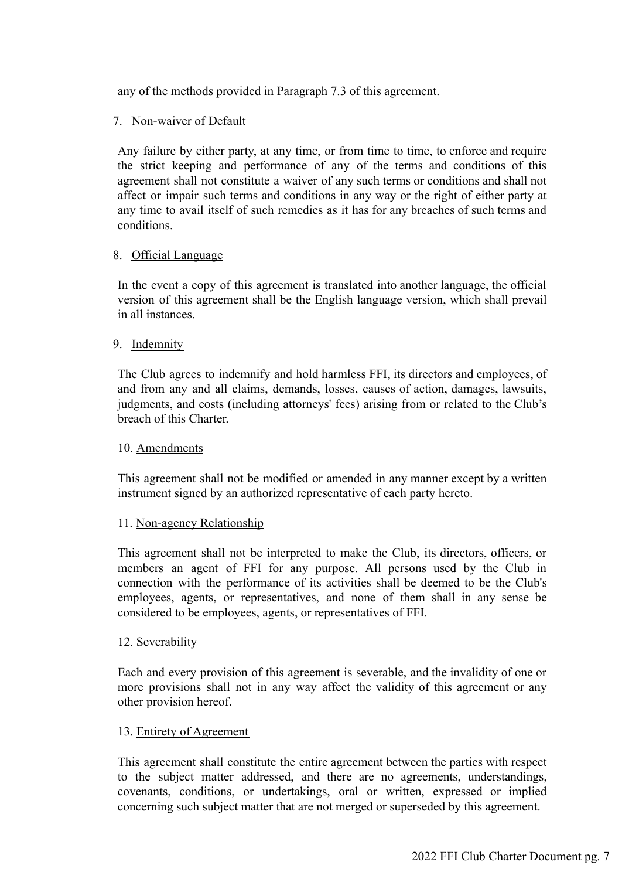any of the methods provided in Paragraph 7.3 of this agreement.

7. <u>Non-waiver of Default</u>

Any failure by either party, at any time, or from time to time, to enforce and require the strict keeping and performance of any of the terms and conditions of this agreement shall not constitute a waiver of any such terms or conditions and shall not affect or impair such terms and conditions in any way or the right of either party at any time to avail itself of such remedies as it has for any breaches of such terms and conditions.

8. <u>Official Language</u>

In the event a copy of this agreement is translated into another language, the official version of this agreement shall be the English language version, which shall prevail in all instances.

9. <u>Indemnity</u>

The Club agrees to indemnify and hold harmless FFI, its directors and employees, of and from any and all claims, demands, losses, causes of action, damages, lawsuits, judgments, and costs (including attorneys' fees) arising from or related to the Club's breach of this Charter.

10. <u>Amendments</u>

This agreement shall not be modified or amended in any manner except by a written instrument signed by an authorized representative of each party hereto.

11. <u>Non-agency Relationship</u>

This agreement shall not be interpreted to make the Club, its directors, officers, or members an agent of FFI for any purpose. All persons used by the Club in connection with the performance of its activities shall be deemed to be the Club's employees, agents, or representatives, and none of them shall in any sense be considered to be employees, agents, or representatives of FFI.

12. <u>Severability</u>

Each and every provision of this agreement is severable, and the invalidity of one or more provisions shall not in any way affect the validity of this agreement or any other provision hereof.

13. <u>Entirety of Agreement</u>

This agreement shall constitute the entire agreement between the parties with respect to the subject matter addressed, and there are no agreements, understandings, covenants, conditions, or undertakings, oral or written, expressed or implied concerning such subject matter that are not merged or superseded by this agreement.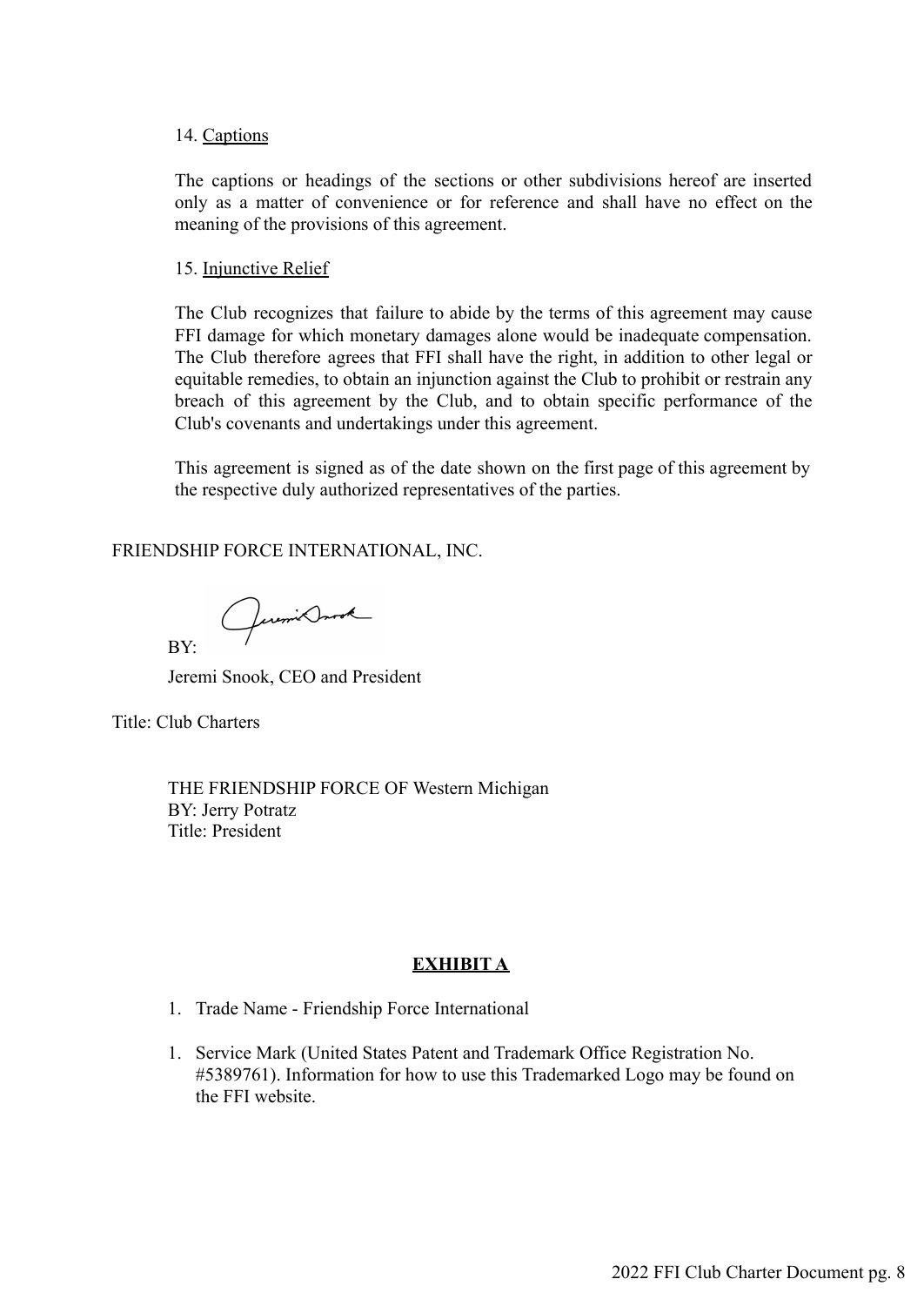14. Captions

The captions or headings of the sections or other subdivisions hereof are inserted only as a matter of convenience or for reference and shall have no effect on the meaning of the provisions of this agreement.

15. Injunctive Relief

The Club recognizes that failure to abide by the terms of this agreement may cause FFI damage for which monetary damages alone would be inadequate compensation. The Club therefore agrees that FFI shall have the right, in addition to other legal or equitable remedies, to obtain an injunction against the Club to prohibit or restrain any breach of this agreement by the Club, and to obtain specific performance of the Club's covenants and undertakings under this agreement.

This agreement is signed as of the date shown on the first page of this agreement by the respective duly authorized representatives of the parties.

FRIENDSHIP FORCE INTERNATIONAL, INC.

BY:

Jeremi Snook, CEO and President

Title: Club Charters

THE FRIENDSHIP FORCE OF Western Michigan
BY: Jerry Potratz
Title: President

**EXHIBIT A**

1. Trade Name - Friendship Force International

1. Service Mark (United States Patent and Trademark Office Registration No. #5389761). Information for how to use this Trademarked Logo may be found on the FFI website.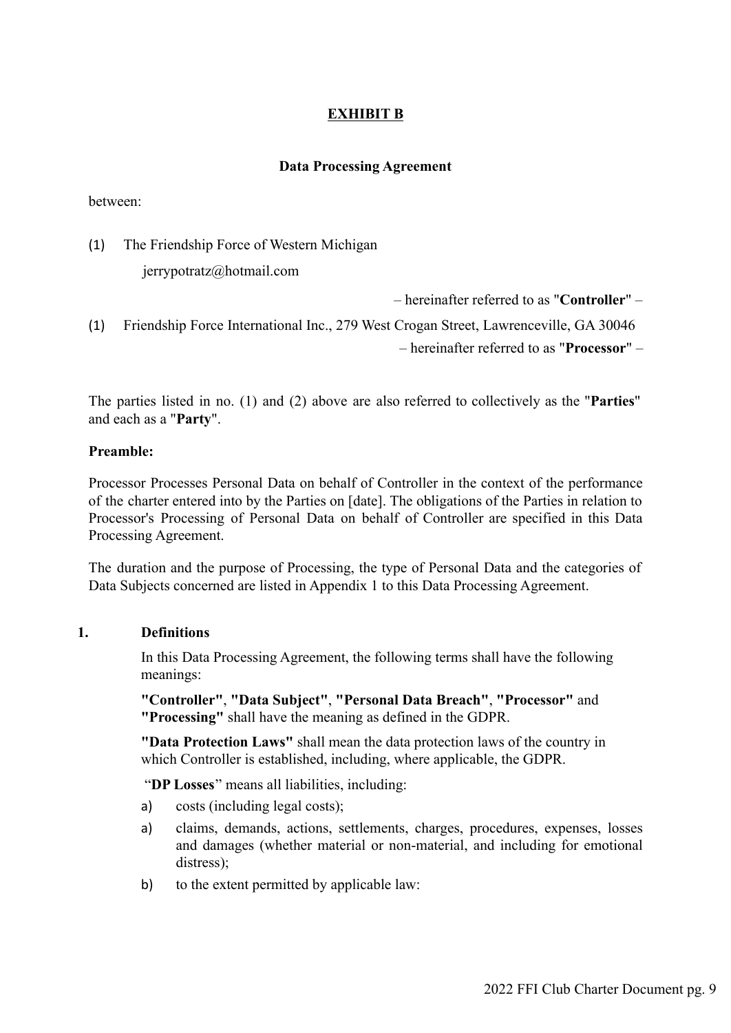## EXHIBIT B

### Data Processing Agreement

between:

(1) The Friendship Force of Western Michigan
    jerrypotratz@hotmail.com

– hereinafter referred to as "**Controller**" –

(1) Friendship Force International Inc., 279 West Crogan Street, Lawrenceville, GA 30046

– hereinafter referred to as "**Processor**" –

The parties listed in no. (1) and (2) above are also referred to collectively as the "**Parties**" and each as a "**Party**".

**Preamble:**

Processor Processes Personal Data on behalf of Controller in the context of the performance of the charter entered into by the Parties on [date]. The obligations of the Parties in relation to Processor's Processing of Personal Data on behalf of Controller are specified in this Data Processing Agreement.

The duration and the purpose of Processing, the type of Personal Data and the categories of Data Subjects concerned are listed in Appendix 1 to this Data Processing Agreement.

**1. Definitions**

In this Data Processing Agreement, the following terms shall have the following meanings:

**"Controller"**, **"Data Subject"**, **"Personal Data Breach"**, **"Processor"** and **"Processing"** shall have the meaning as defined in the GDPR.

**"Data Protection Laws"** shall mean the data protection laws of the country in which Controller is established, including, where applicable, the GDPR.

"**DP Losses**" means all liabilities, including:

a) costs (including legal costs);

a) claims, demands, actions, settlements, charges, procedures, expenses, losses and damages (whether material or non-material, and including for emotional distress);

b) to the extent permitted by applicable law: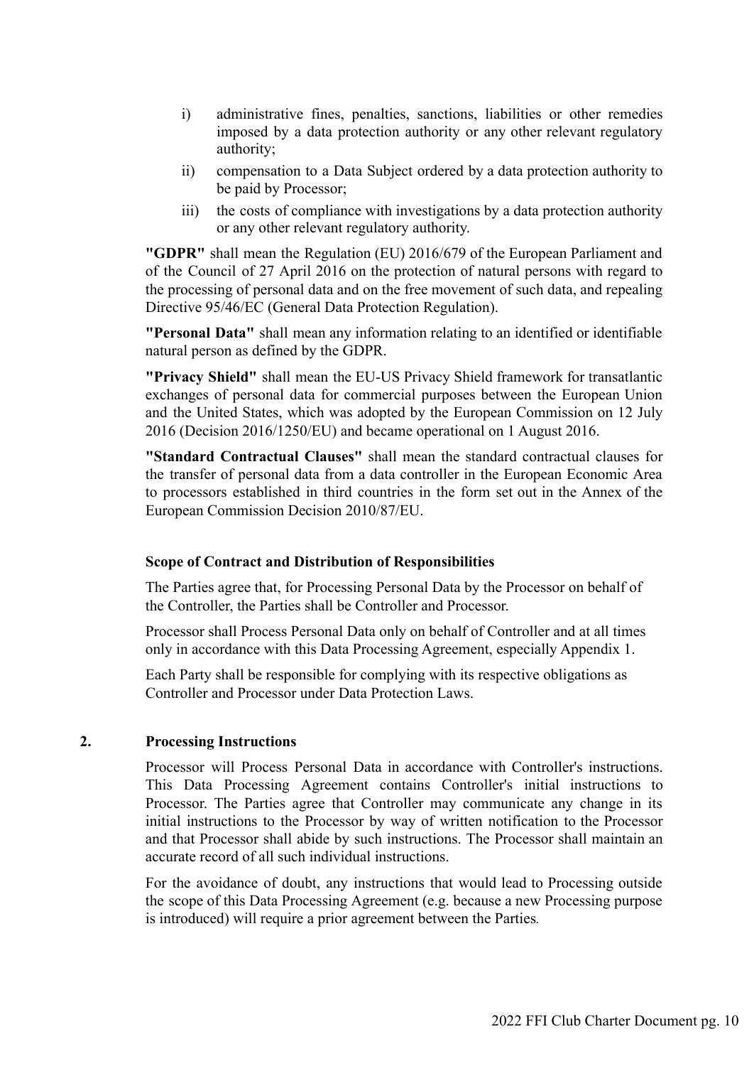i) administrative fines, penalties, sanctions, liabilities or other remedies imposed by a data protection authority or any other relevant regulatory authority;

ii) compensation to a Data Subject ordered by a data protection authority to be paid by Processor;

iii) the costs of compliance with investigations by a data protection authority or any other relevant regulatory authority.

**"GDPR"** shall mean the Regulation (EU) 2016/679 of the European Parliament and of the Council of 27 April 2016 on the protection of natural persons with regard to the processing of personal data and on the free movement of such data, and repealing Directive 95/46/EC (General Data Protection Regulation).

**"Personal Data"** shall mean any information relating to an identified or identifiable natural person as defined by the GDPR.

**"Privacy Shield"** shall mean the EU-US Privacy Shield framework for transatlantic exchanges of personal data for commercial purposes between the European Union and the United States, which was adopted by the European Commission on 12 July 2016 (Decision 2016/1250/EU) and became operational on 1 August 2016.

**"Standard Contractual Clauses"** shall mean the standard contractual clauses for the transfer of personal data from a data controller in the European Economic Area to processors established in third countries in the form set out in the Annex of the European Commission Decision 2010/87/EU.

**Scope of Contract and Distribution of Responsibilities**

The Parties agree that, for Processing Personal Data by the Processor on behalf of the Controller, the Parties shall be Controller and Processor.

Processor shall Process Personal Data only on behalf of Controller and at all times only in accordance with this Data Processing Agreement, especially Appendix 1.

Each Party shall be responsible for complying with its respective obligations as Controller and Processor under Data Protection Laws.

## 2. Processing Instructions

Processor will Process Personal Data in accordance with Controller's instructions. This Data Processing Agreement contains Controller's initial instructions to Processor. The Parties agree that Controller may communicate any change in its initial instructions to the Processor by way of written notification to the Processor and that Processor shall abide by such instructions. The Processor shall maintain an accurate record of all such individual instructions.

For the avoidance of doubt, any instructions that would lead to Processing outside the scope of this Data Processing Agreement (e.g. because a new Processing purpose is introduced) will require a prior agreement between the Parties.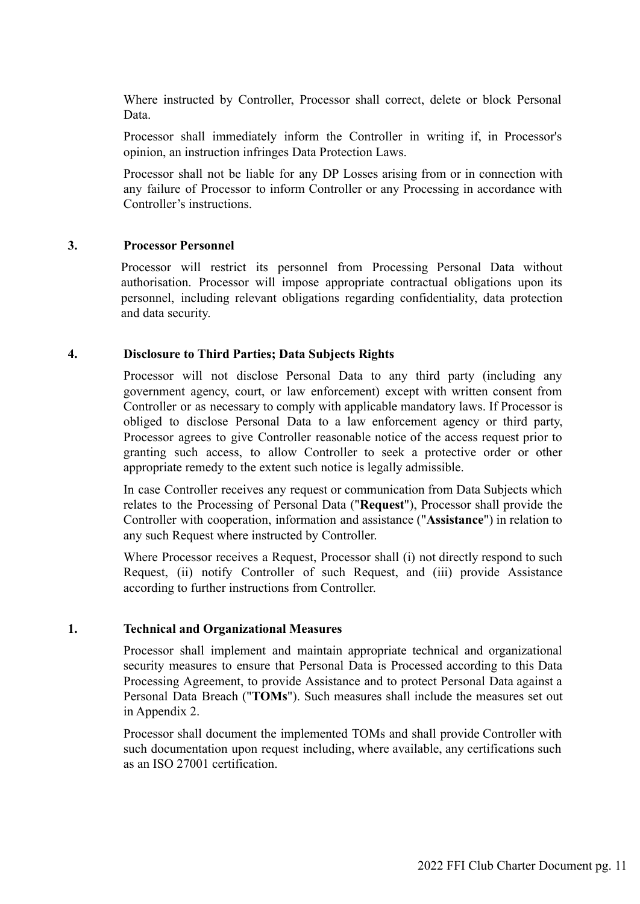Where instructed by Controller, Processor shall correct, delete or block Personal Data.

Processor shall immediately inform the Controller in writing if, in Processor's opinion, an instruction infringes Data Protection Laws.

Processor shall not be liable for any DP Losses arising from or in connection with any failure of Processor to inform Controller or any Processing in accordance with Controller's instructions.

## 3. Processor Personnel

Processor will restrict its personnel from Processing Personal Data without authorisation. Processor will impose appropriate contractual obligations upon its personnel, including relevant obligations regarding confidentiality, data protection and data security.

## 4. Disclosure to Third Parties; Data Subjects Rights

Processor will not disclose Personal Data to any third party (including any government agency, court, or law enforcement) except with written consent from Controller or as necessary to comply with applicable mandatory laws. If Processor is obliged to disclose Personal Data to a law enforcement agency or third party, Processor agrees to give Controller reasonable notice of the access request prior to granting such access, to allow Controller to seek a protective order or other appropriate remedy to the extent such notice is legally admissible.

In case Controller receives any request or communication from Data Subjects which relates to the Processing of Personal Data ("**Request**"), Processor shall provide the Controller with cooperation, information and assistance ("**Assistance**") in relation to any such Request where instructed by Controller.

Where Processor receives a Request, Processor shall (i) not directly respond to such Request, (ii) notify Controller of such Request, and (iii) provide Assistance according to further instructions from Controller.

## 1. Technical and Organizational Measures

Processor shall implement and maintain appropriate technical and organizational security measures to ensure that Personal Data is Processed according to this Data Processing Agreement, to provide Assistance and to protect Personal Data against a Personal Data Breach ("**TOMs**"). Such measures shall include the measures set out in Appendix 2.

Processor shall document the implemented TOMs and shall provide Controller with such documentation upon request including, where available, any certifications such as an ISO 27001 certification.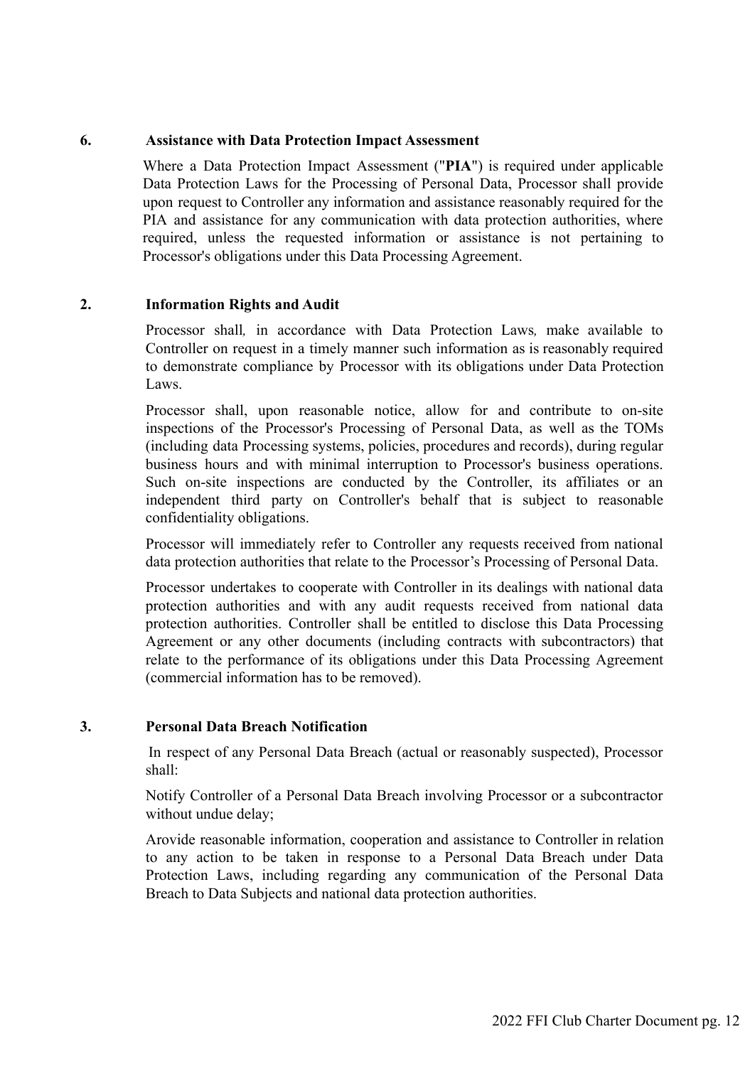## 6. Assistance with Data Protection Impact Assessment

Where a Data Protection Impact Assessment ("**PIA**") is required under applicable Data Protection Laws for the Processing of Personal Data, Processor shall provide upon request to Controller any information and assistance reasonably required for the PIA and assistance for any communication with data protection authorities, where required, unless the requested information or assistance is not pertaining to Processor's obligations under this Data Processing Agreement.

## 2. Information Rights and Audit

Processor shall*,* in accordance with Data Protection Laws*,* make available to Controller on request in a timely manner such information as is reasonably required to demonstrate compliance by Processor with its obligations under Data Protection Laws.

Processor shall, upon reasonable notice, allow for and contribute to on-site inspections of the Processor's Processing of Personal Data, as well as the TOMs (including data Processing systems, policies, procedures and records), during regular business hours and with minimal interruption to Processor's business operations. Such on-site inspections are conducted by the Controller, its affiliates or an independent third party on Controller's behalf that is subject to reasonable confidentiality obligations.

Processor will immediately refer to Controller any requests received from national data protection authorities that relate to the Processor's Processing of Personal Data.

Processor undertakes to cooperate with Controller in its dealings with national data protection authorities and with any audit requests received from national data protection authorities. Controller shall be entitled to disclose this Data Processing Agreement or any other documents (including contracts with subcontractors) that relate to the performance of its obligations under this Data Processing Agreement (commercial information has to be removed).

## 3. Personal Data Breach Notification

In respect of any Personal Data Breach (actual or reasonably suspected), Processor shall:

Notify Controller of a Personal Data Breach involving Processor or a subcontractor without undue delay;

Arovide reasonable information, cooperation and assistance to Controller in relation to any action to be taken in response to a Personal Data Breach under Data Protection Laws, including regarding any communication of the Personal Data Breach to Data Subjects and national data protection authorities.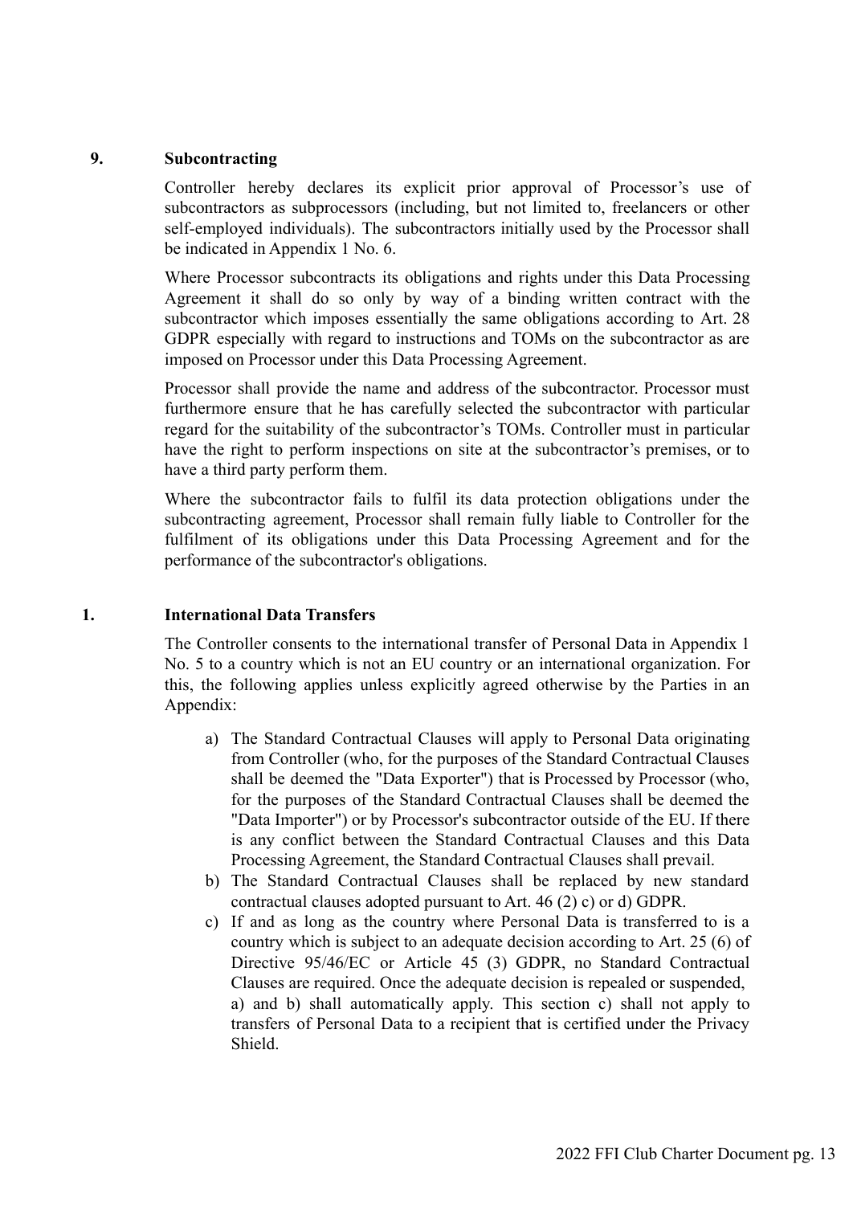## 9. Subcontracting

Controller hereby declares its explicit prior approval of Processor's use of subcontractors as subprocessors (including, but not limited to, freelancers or other self-employed individuals). The subcontractors initially used by the Processor shall be indicated in Appendix 1 No. 6.

Where Processor subcontracts its obligations and rights under this Data Processing Agreement it shall do so only by way of a binding written contract with the subcontractor which imposes essentially the same obligations according to Art. 28 GDPR especially with regard to instructions and TOMs on the subcontractor as are imposed on Processor under this Data Processing Agreement.

Processor shall provide the name and address of the subcontractor. Processor must furthermore ensure that he has carefully selected the subcontractor with particular regard for the suitability of the subcontractor's TOMs. Controller must in particular have the right to perform inspections on site at the subcontractor's premises, or to have a third party perform them.

Where the subcontractor fails to fulfil its data protection obligations under the subcontracting agreement, Processor shall remain fully liable to Controller for the fulfilment of its obligations under this Data Processing Agreement and for the performance of the subcontractor's obligations.

## 1. International Data Transfers

The Controller consents to the international transfer of Personal Data in Appendix 1 No. 5 to a country which is not an EU country or an international organization. For this, the following applies unless explicitly agreed otherwise by the Parties in an Appendix:

a) The Standard Contractual Clauses will apply to Personal Data originating from Controller (who, for the purposes of the Standard Contractual Clauses shall be deemed the "Data Exporter") that is Processed by Processor (who, for the purposes of the Standard Contractual Clauses shall be deemed the "Data Importer") or by Processor's subcontractor outside of the EU. If there is any conflict between the Standard Contractual Clauses and this Data Processing Agreement, the Standard Contractual Clauses shall prevail.
b) The Standard Contractual Clauses shall be replaced by new standard contractual clauses adopted pursuant to Art. 46 (2) c) or d) GDPR.
c) If and as long as the country where Personal Data is transferred to is a country which is subject to an adequate decision according to Art. 25 (6) of Directive 95/46/EC or Article 45 (3) GDPR, no Standard Contractual Clauses are required. Once the adequate decision is repealed or suspended, a) and b) shall automatically apply. This section c) shall not apply to transfers of Personal Data to a recipient that is certified under the Privacy Shield.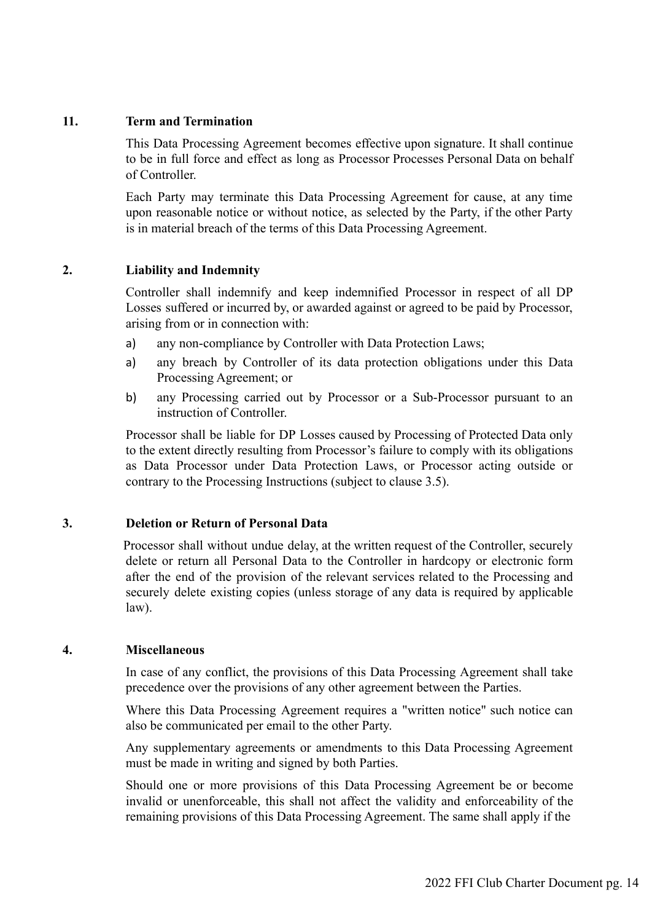## 11. Term and Termination

This Data Processing Agreement becomes effective upon signature. It shall continue to be in full force and effect as long as Processor Processes Personal Data on behalf of Controller.

Each Party may terminate this Data Processing Agreement for cause, at any time upon reasonable notice or without notice, as selected by the Party, if the other Party is in material breach of the terms of this Data Processing Agreement.

## 2. Liability and Indemnity

Controller shall indemnify and keep indemnified Processor in respect of all DP Losses suffered or incurred by, or awarded against or agreed to be paid by Processor, arising from or in connection with:

a) any non-compliance by Controller with Data Protection Laws;

a) any breach by Controller of its data protection obligations under this Data Processing Agreement; or

b) any Processing carried out by Processor or a Sub-Processor pursuant to an instruction of Controller.

Processor shall be liable for DP Losses caused by Processing of Protected Data only to the extent directly resulting from Processor's failure to comply with its obligations as Data Processor under Data Protection Laws, or Processor acting outside or contrary to the Processing Instructions (subject to clause 3.5).

## 3. Deletion or Return of Personal Data

Processor shall without undue delay, at the written request of the Controller, securely delete or return all Personal Data to the Controller in hardcopy or electronic form after the end of the provision of the relevant services related to the Processing and securely delete existing copies (unless storage of any data is required by applicable law).

## 4. Miscellaneous

In case of any conflict, the provisions of this Data Processing Agreement shall take precedence over the provisions of any other agreement between the Parties.

Where this Data Processing Agreement requires a "written notice" such notice can also be communicated per email to the other Party.

Any supplementary agreements or amendments to this Data Processing Agreement must be made in writing and signed by both Parties.

Should one or more provisions of this Data Processing Agreement be or become invalid or unenforceable, this shall not affect the validity and enforceability of the remaining provisions of this Data Processing Agreement. The same shall apply if the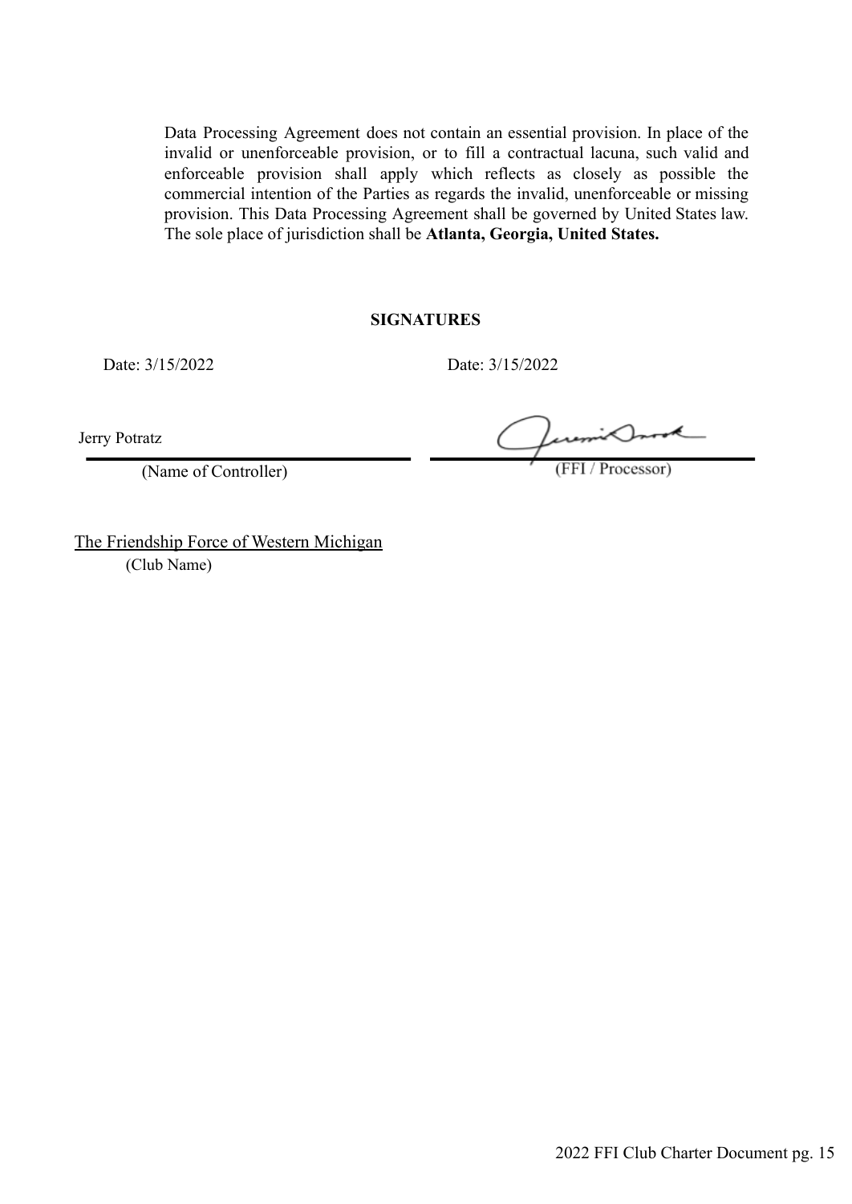Data Processing Agreement does not contain an essential provision. In place of the invalid or unenforceable provision, or to fill a contractual lacuna, such valid and enforceable provision shall apply which reflects as closely as possible the commercial intention of the Parties as regards the invalid, unenforceable or missing provision. This Data Processing Agreement shall be governed by United States law. The sole place of jurisdiction shall be **Atlanta, Georgia, United States.**

**SIGNATURES**

Date: 3/15/2022

Jerry Potratz

(Name of Controller)

Date: 3/15/2022

(FFI / Processor)

The Friendship Force of Western Michigan

(Club Name)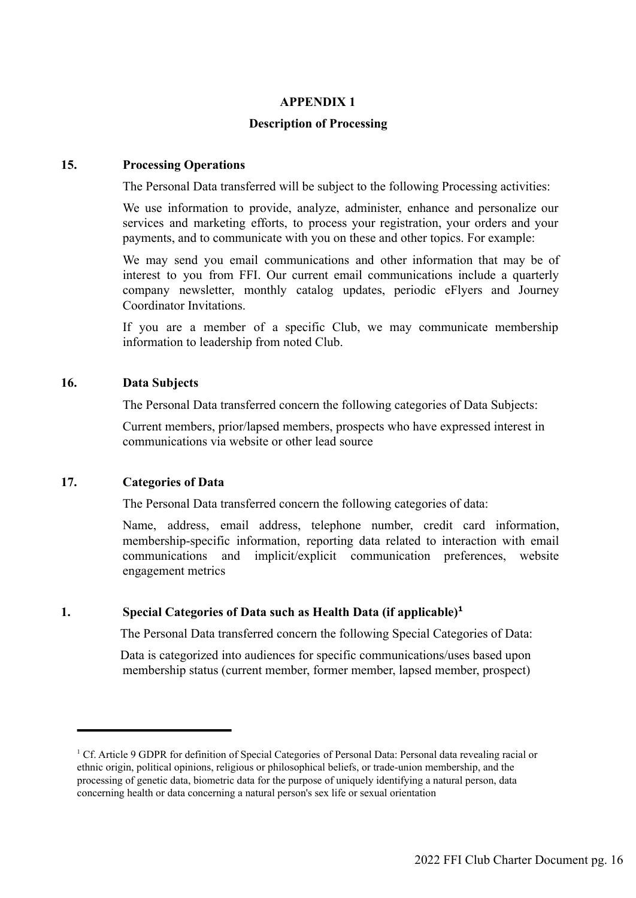## APPENDIX 1

## Description of Processing

### 15. Processing Operations

The Personal Data transferred will be subject to the following Processing activities:

We use information to provide, analyze, administer, enhance and personalize our services and marketing efforts, to process your registration, your orders and your payments, and to communicate with you on these and other topics. For example:

We may send you email communications and other information that may be of interest to you from FFI. Our current email communications include a quarterly company newsletter, monthly catalog updates, periodic eFlyers and Journey Coordinator Invitations.

If you are a member of a specific Club, we may communicate membership information to leadership from noted Club.

### 16. Data Subjects

The Personal Data transferred concern the following categories of Data Subjects:

Current members, prior/lapsed members, prospects who have expressed interest in communications via website or other lead source

### 17. Categories of Data

The Personal Data transferred concern the following categories of data:

Name, address, email address, telephone number, credit card information, membership-specific information, reporting data related to interaction with email communications and implicit/explicit communication preferences, website engagement metrics

### 1. Special Categories of Data such as Health Data (if applicable)[1]

The Personal Data transferred concern the following Special Categories of Data:

Data is categorized into audiences for specific communications/uses based upon membership status (current member, former member, lapsed member, prospect)

---

[1] Cf. Article 9 GDPR for definition of Special Categories of Personal Data: Personal data revealing racial or ethnic origin, political opinions, religious or philosophical beliefs, or trade-union membership, and the processing of genetic data, biometric data for the purpose of uniquely identifying a natural person, data concerning health or data concerning a natural person's sex life or sexual orientation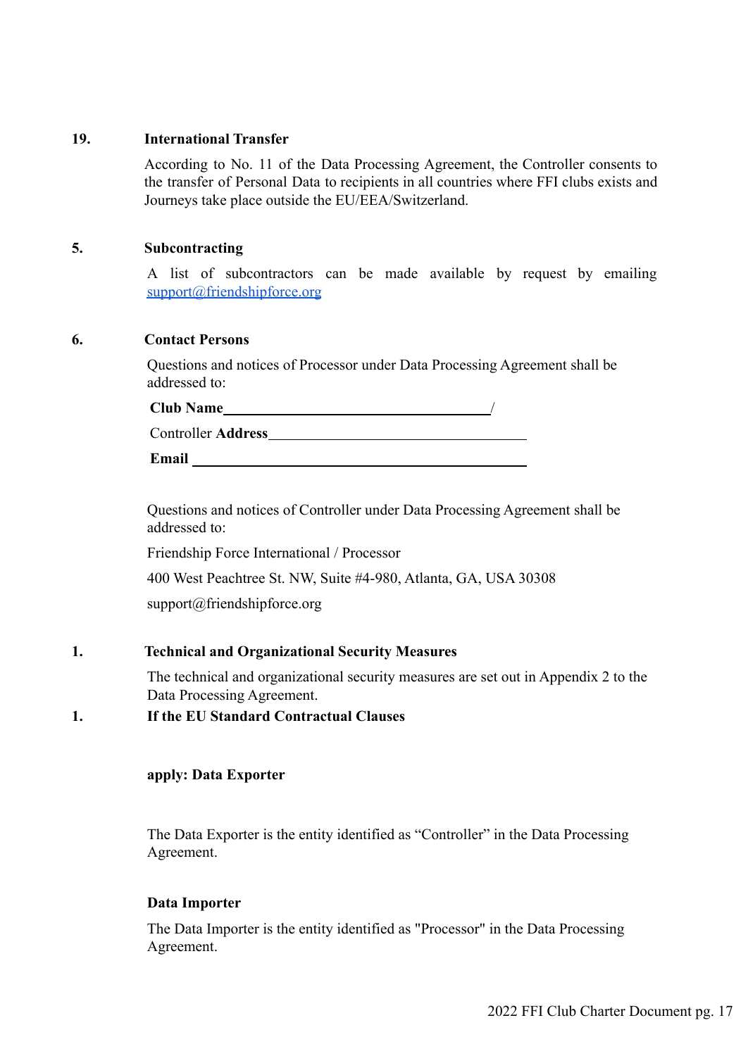**19. International Transfer**

According to No. 11 of the Data Processing Agreement, the Controller consents to the transfer of Personal Data to recipients in all countries where FFI clubs exists and Journeys take place outside the EU/EEA/Switzerland.

**5. Subcontracting**

A list of subcontractors can be made available by request by emailing support@friendshipforce.org

**6. Contact Persons**

Questions and notices of Processor under Data Processing Agreement shall be addressed to:

**Club Name**\_\_\_\_\_\_\_\_\_\_\_\_\_\_\_\_\_\_\_\_\_\_\_\_\_\_\_\_\_\_\_\_\_\_\_\_/

Controller **Address**\_\_\_\_\_\_\_\_\_\_\_\_\_\_\_\_\_\_\_\_\_\_\_\_\_\_\_\_\_\_\_\_\_\_\_\_

**Email** \_\_\_\_\_\_\_\_\_\_\_\_\_\_\_\_\_\_\_\_\_\_\_\_\_\_\_\_\_\_\_\_\_\_\_\_\_\_\_\_\_\_\_\_

Questions and notices of Controller under Data Processing Agreement shall be addressed to:

Friendship Force International / Processor

400 West Peachtree St. NW, Suite #4-980, Atlanta, GA, USA 30308

support@friendshipforce.org

**1. Technical and Organizational Security Measures**

The technical and organizational security measures are set out in Appendix 2 to the Data Processing Agreement.

**1. If the EU Standard Contractual Clauses**

**apply: Data Exporter**

The Data Exporter is the entity identified as "Controller" in the Data Processing Agreement.

**Data Importer**

The Data Importer is the entity identified as "Processor" in the Data Processing Agreement.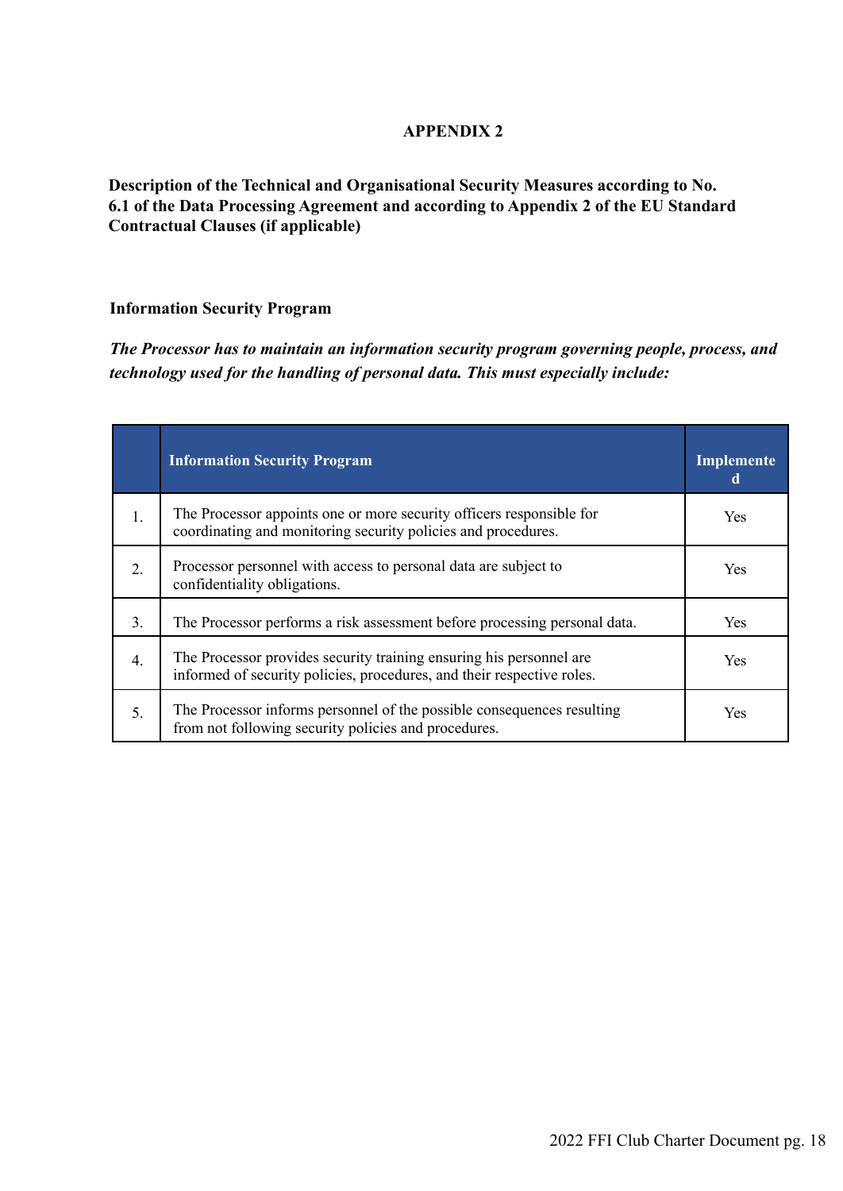**APPENDIX 2**

**Description of the Technical and Organisational Security Measures according to No. 6.1 of the Data Processing Agreement and according to Appendix 2 of the EU Standard Contractual Clauses (if applicable)**

**Information Security Program**

***The Processor has to maintain an information security program governing people, process, and technology used for the handling of personal data. This must especially include:***

| | Information Security Program | Implemented |
|---|---|---|
| 1. | The Processor appoints one or more security officers responsible for coordinating and monitoring security policies and procedures. | Yes |
| 2. | Processor personnel with access to personal data are subject to confidentiality obligations. | Yes |
| 3. | The Processor performs a risk assessment before processing personal data. | Yes |
| 4. | The Processor provides security training ensuring his personnel are informed of security policies, procedures, and their respective roles. | Yes |
| 5. | The Processor informs personnel of the possible consequences resulting from not following security policies and procedures. | Yes |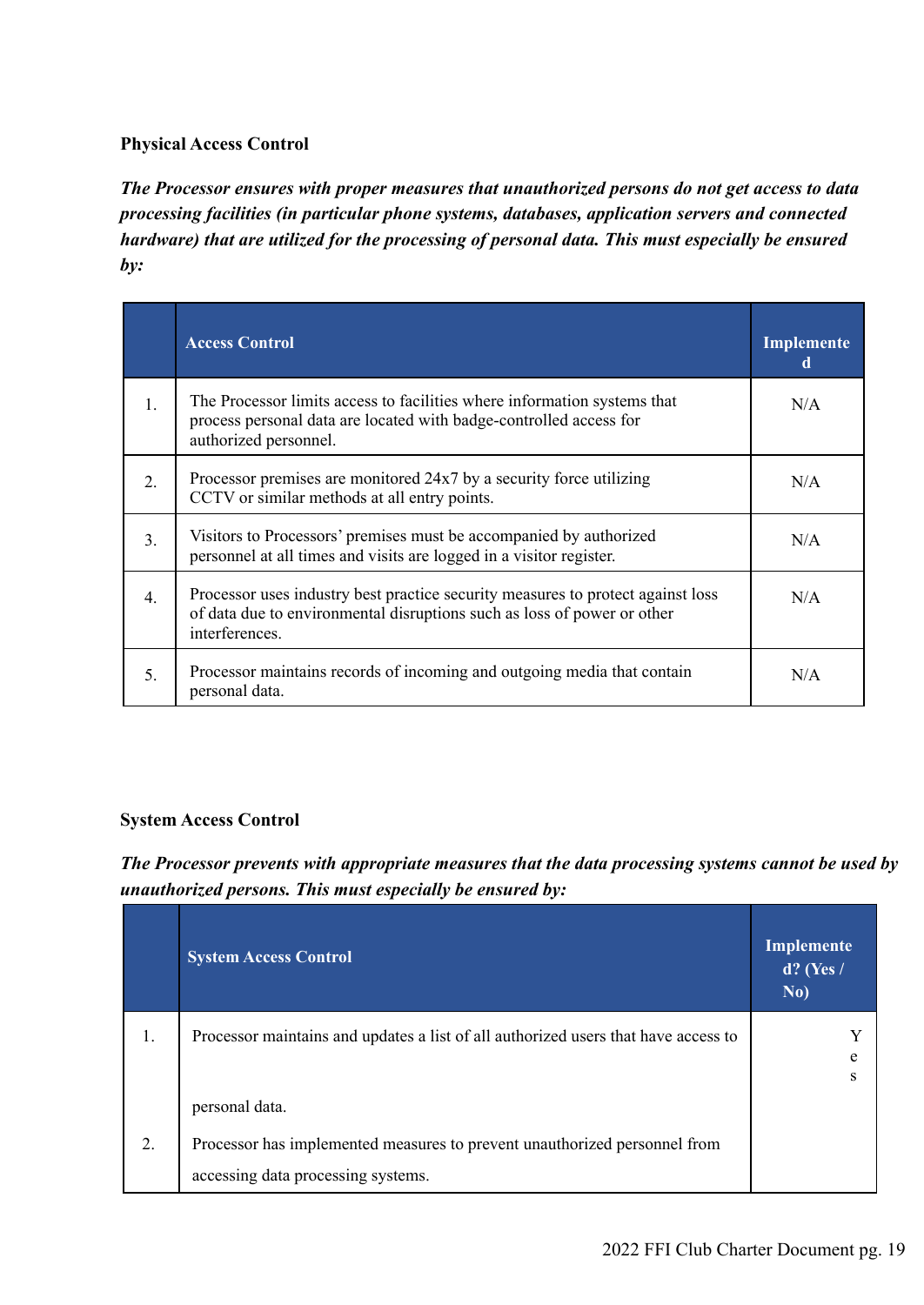**Physical Access Control**

***The Processor ensures with proper measures that unauthorized persons do not get access to data processing facilities (in particular phone systems, databases, application servers and connected hardware) that are utilized for the processing of personal data. This must especially be ensured by:***

| | Access Control | Implemented |
|---|---|---|
| 1. | The Processor limits access to facilities where information systems that process personal data are located with badge-controlled access for authorized personnel. | N/A |
| 2. | Processor premises are monitored 24x7 by a security force utilizing CCTV or similar methods at all entry points. | N/A |
| 3. | Visitors to Processors' premises must be accompanied by authorized personnel at all times and visits are logged in a visitor register. | N/A |
| 4. | Processor uses industry best practice security measures to protect against loss of data due to environmental disruptions such as loss of power or other interferences. | N/A |
| 5. | Processor maintains records of incoming and outgoing media that contain personal data. | N/A |

**System Access Control**

***The Processor prevents with appropriate measures that the data processing systems cannot be used by unauthorized persons. This must especially be ensured by:***

| | System Access Control | Implemented? (Yes / No) |
|---|---|---|
| 1. | Processor maintains and updates a list of all authorized users that have access to personal data. | Yes |
| 2. | Processor has implemented measures to prevent unauthorized personnel from accessing data processing systems. | |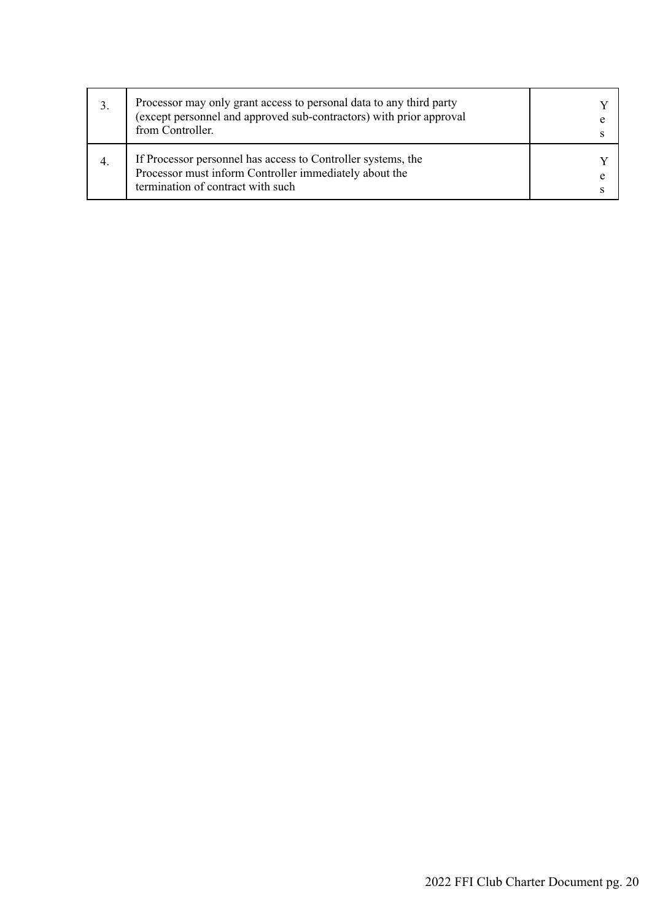| | | |
|---|---|---|
| 3. | Processor may only grant access to personal data to any third party (except personnel and approved sub-contractors) with prior approval from Controller. | Yes |
| 4. | If Processor personnel has access to Controller systems, the Processor must inform Controller immediately about the termination of contract with such | Yes |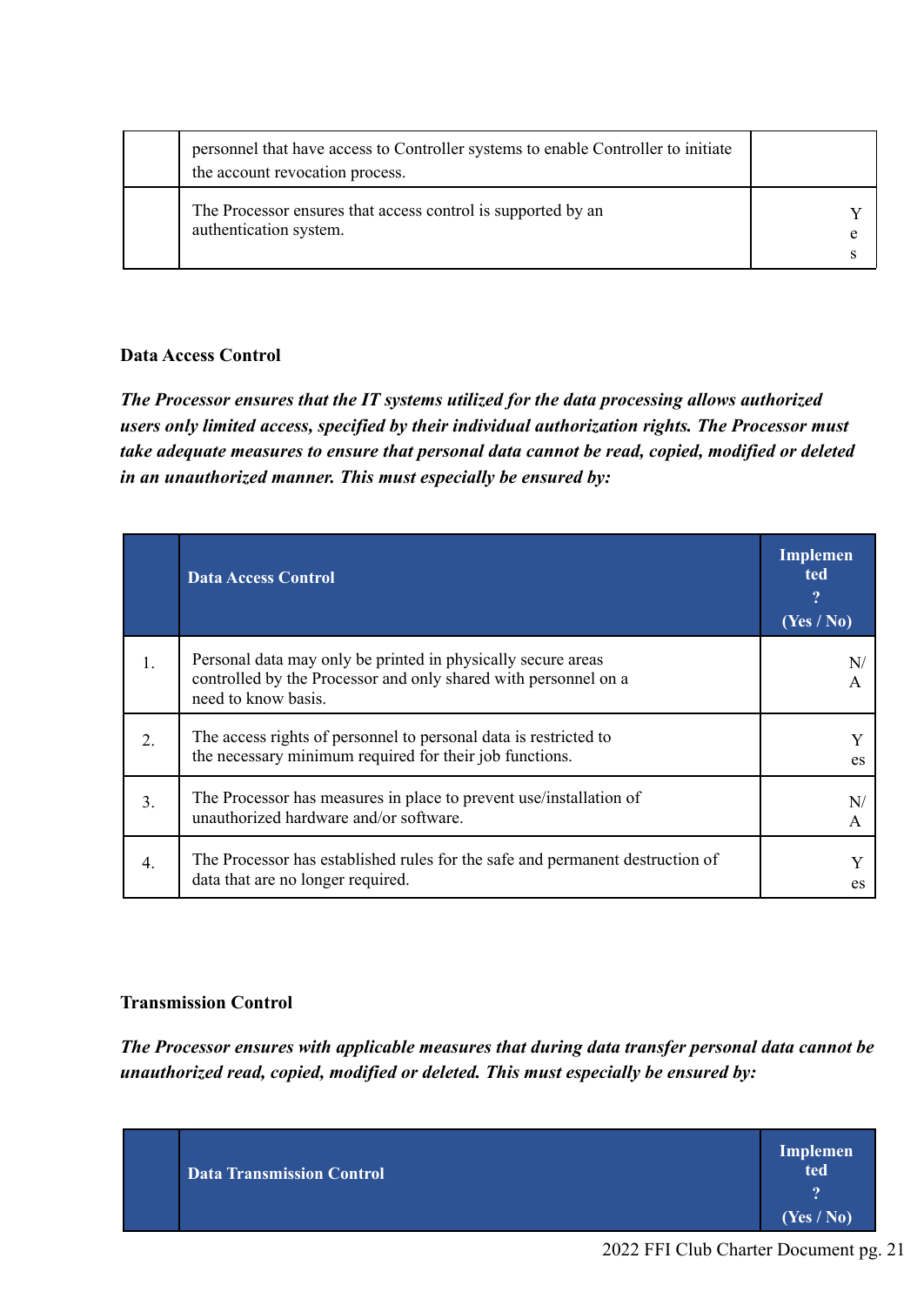| | | |
|---|---|---|
| | personnel that have access to Controller systems to enable Controller to initiate the account revocation process. | |
| | The Processor ensures that access control is supported by an authentication system. | Yes |

**Data Access Control**

***The Processor ensures that the IT systems utilized for the data processing allows authorized users only limited access, specified by their individual authorization rights. The Processor must take adequate measures to ensure that personal data cannot be read, copied, modified or deleted in an unauthorized manner. This must especially be ensured by:***

| | **Data Access Control** | **Implemented? (Yes / No)** |
|---|---|---|
| 1. | Personal data may only be printed in physically secure areas controlled by the Processor and only shared with personnel on a need to know basis. | N/A |
| 2. | The access rights of personnel to personal data is restricted to the necessary minimum required for their job functions. | Yes |
| 3. | The Processor has measures in place to prevent use/installation of unauthorized hardware and/or software. | N/A |
| 4. | The Processor has established rules for the safe and permanent destruction of data that are no longer required. | Yes |

**Transmission Control**

***The Processor ensures with applicable measures that during data transfer personal data cannot be unauthorized read, copied, modified or deleted. This must especially be ensured by:***

| | **Data Transmission Control** | **Implemented? (Yes / No)** |
|---|---|---|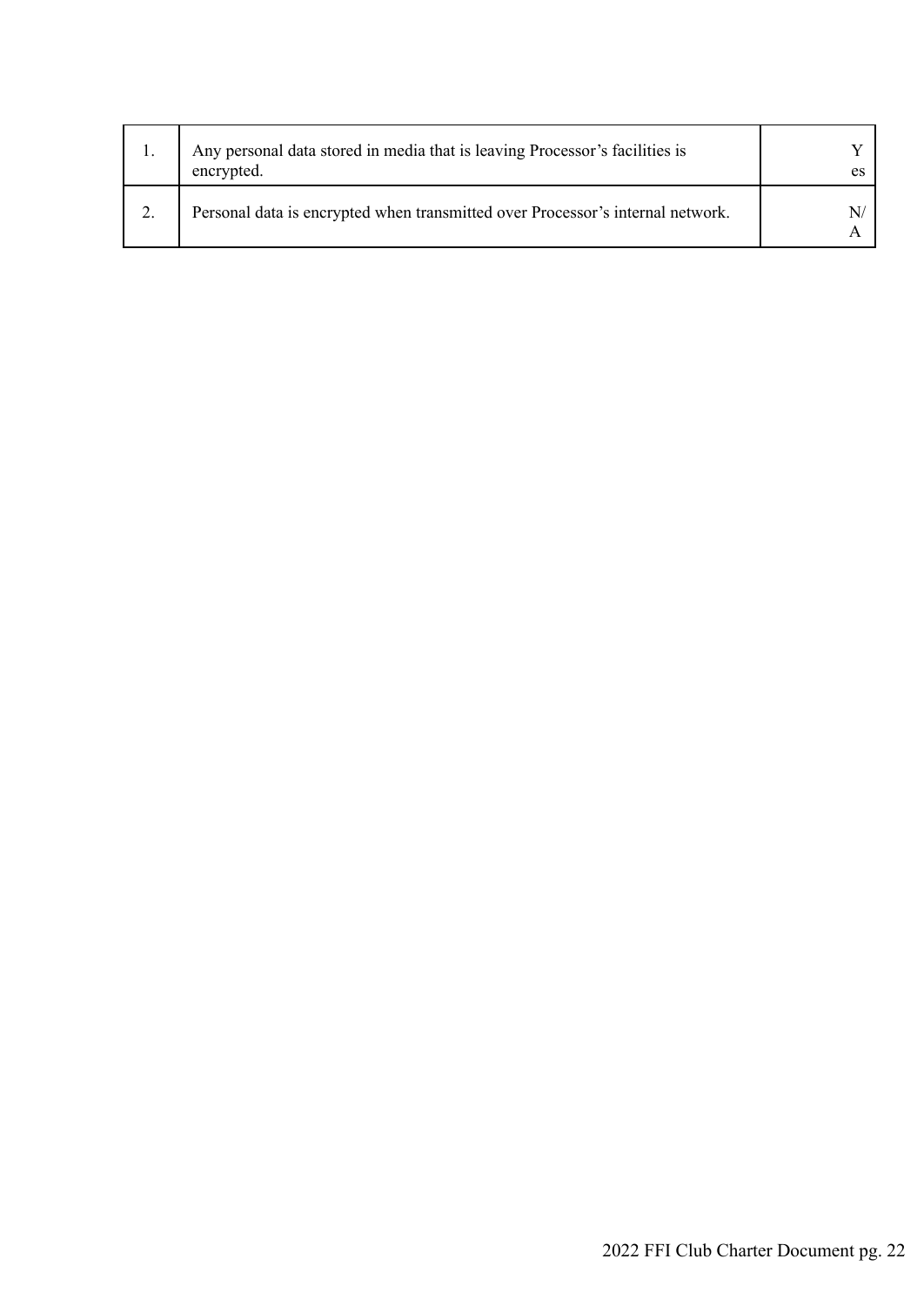| | | |
|---|---|---|
| 1. | Any personal data stored in media that is leaving Processor's facilities is encrypted. | Yes |
| 2. | Personal data is encrypted when transmitted over Processor's internal network. | N/A |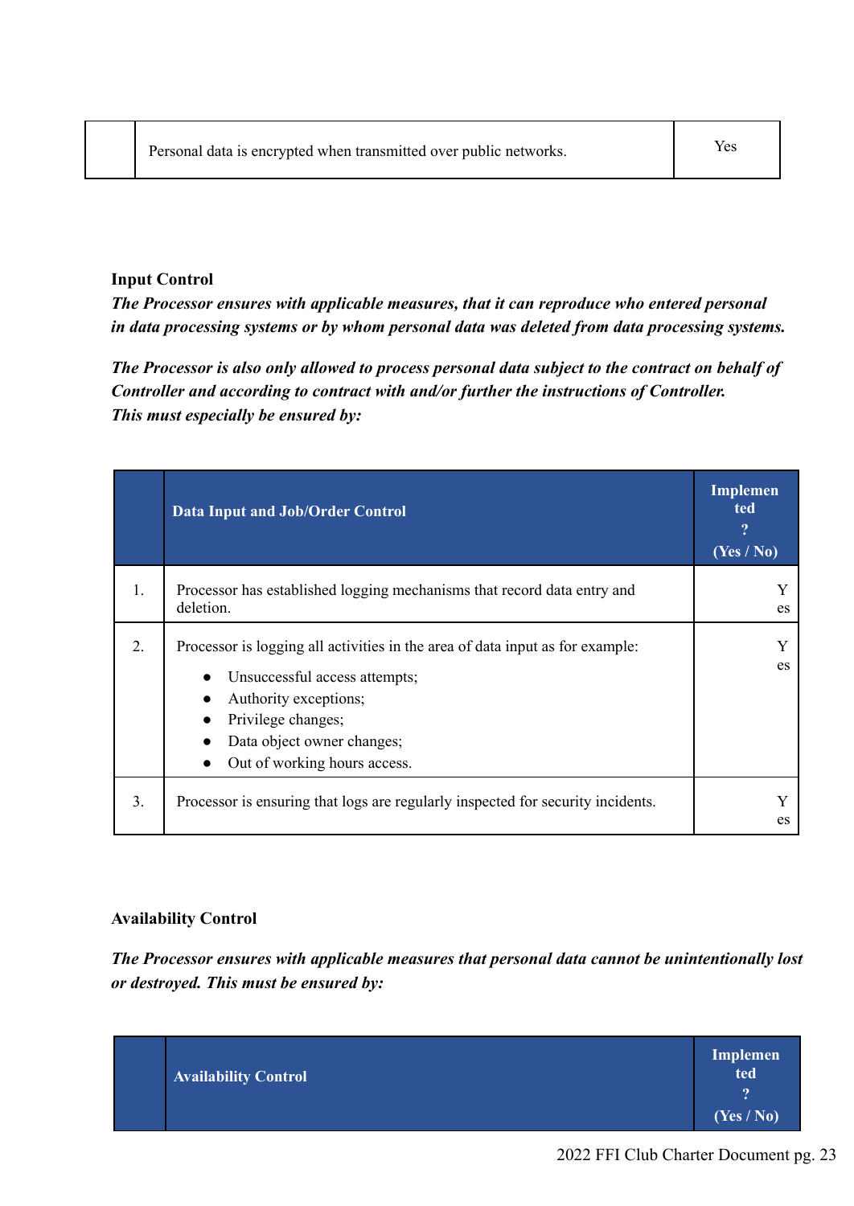| | | |
|---|---|---|
| | Personal data is encrypted when transmitted over public networks. | Yes |

**Input Control**

***The Processor ensures with applicable measures, that it can reproduce who entered personal in data processing systems or by whom personal data was deleted from data processing systems.***

***The Processor is also only allowed to process personal data subject to the contract on behalf of Controller and according to contract with and/or further the instructions of Controller. This must especially be ensured by:***

| | **Data Input and Job/Order Control** | **Implemented? (Yes / No)** |
|---|---|---|
| 1. | Processor has established logging mechanisms that record data entry and deletion. | Yes |
| 2. | Processor is logging all activities in the area of data input as for example: <br>● Unsuccessful access attempts;<br>● Authority exceptions;<br>● Privilege changes;<br>● Data object owner changes;<br>● Out of working hours access. | Yes |
| 3. | Processor is ensuring that logs are regularly inspected for security incidents. | Yes |

**Availability Control**

***The Processor ensures with applicable measures that personal data cannot be unintentionally lost or destroyed. This must be ensured by:***

| | **Availability Control** | **Implemented? (Yes / No)** |
|---|---|---|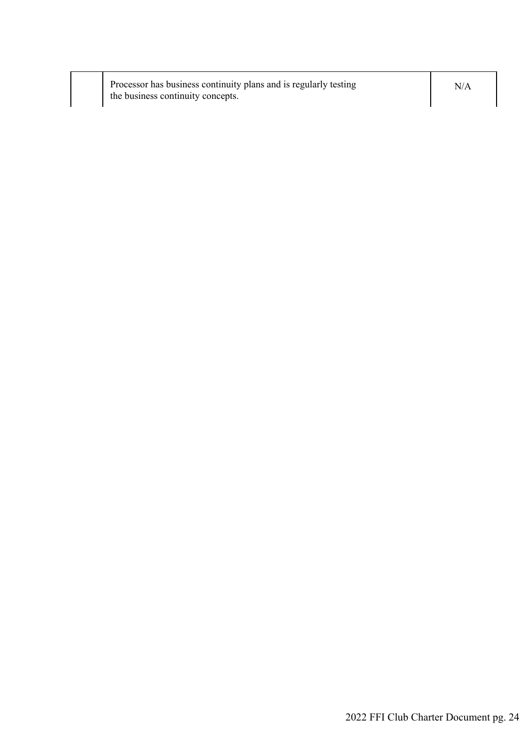| | | |
|---|---|---|
| | Processor has business continuity plans and is regularly testing the business continuity concepts. | N/A |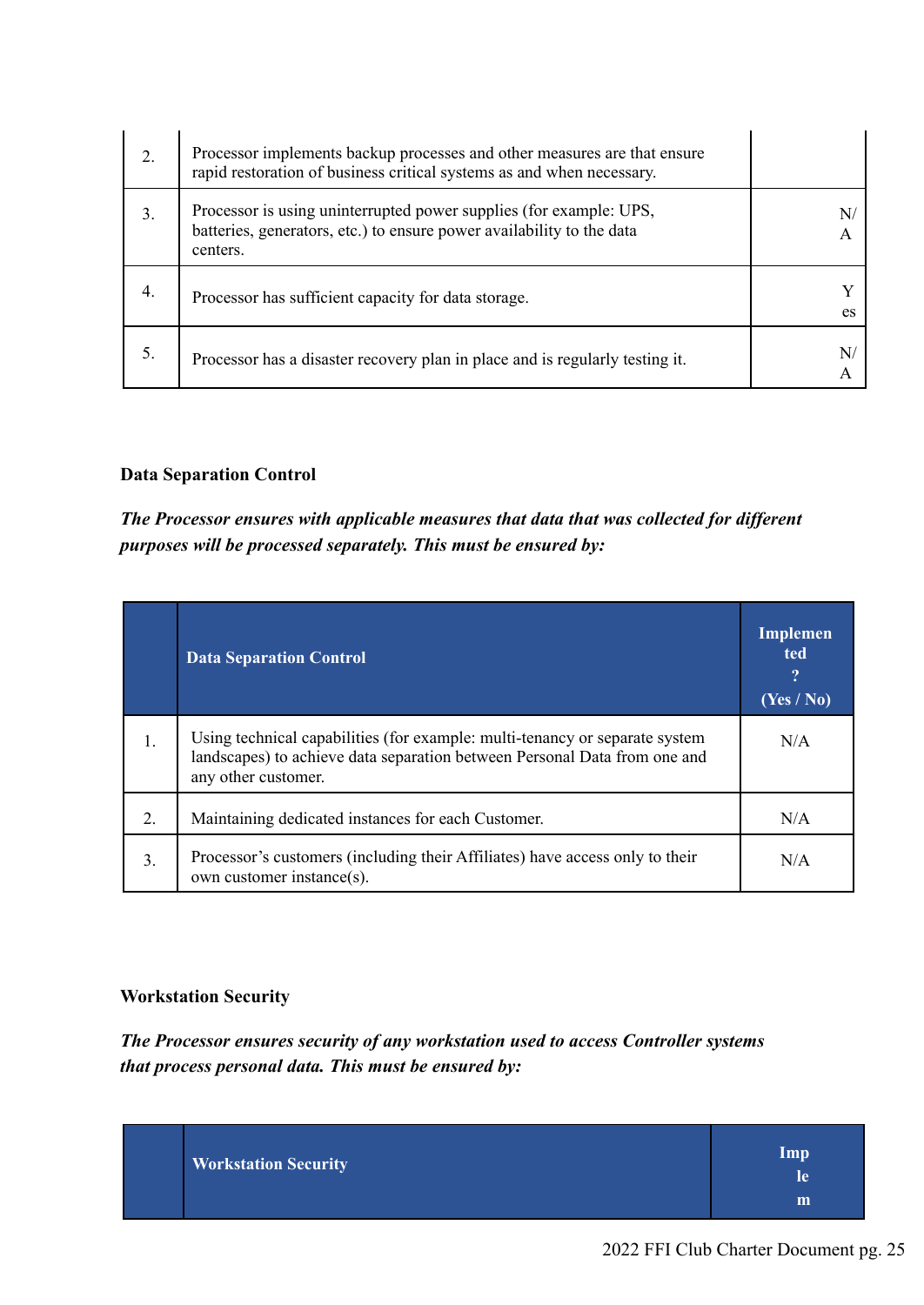| | | |
|---|---|---|
| 2. | Processor implements backup processes and other measures are that ensure rapid restoration of business critical systems as and when necessary. | |
| 3. | Processor is using uninterrupted power supplies (for example: UPS, batteries, generators, etc.) to ensure power availability to the data centers. | N/A |
| 4. | Processor has sufficient capacity for data storage. | Yes |
| 5. | Processor has a disaster recovery plan in place and is regularly testing it. | N/A |

**Data Separation Control**

***The Processor ensures with applicable measures that data that was collected for different purposes will be processed separately. This must be ensured by:***

| | Data Separation Control | Implemented? (Yes / No) |
|---|---|---|
| 1. | Using technical capabilities (for example: multi-tenancy or separate system landscapes) to achieve data separation between Personal Data from one and any other customer. | N/A |
| 2. | Maintaining dedicated instances for each Customer. | N/A |
| 3. | Processor's customers (including their Affiliates) have access only to their own customer instance(s). | N/A |

**Workstation Security**

***The Processor ensures security of any workstation used to access Controller systems that process personal data. This must be ensured by:***

| | Workstation Security | Implem |
|---|---|---|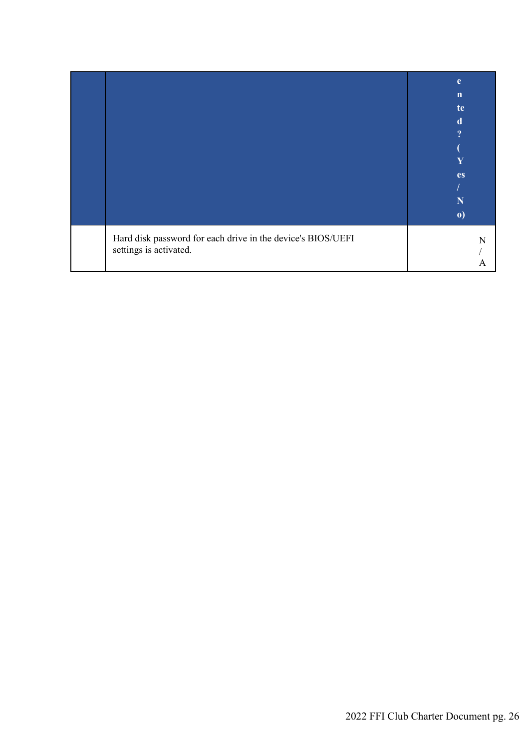| | | ented? (Yes/No) |
|---|---|---|
| | Hard disk password for each drive in the device's BIOS/UEFI settings is activated. | N/A |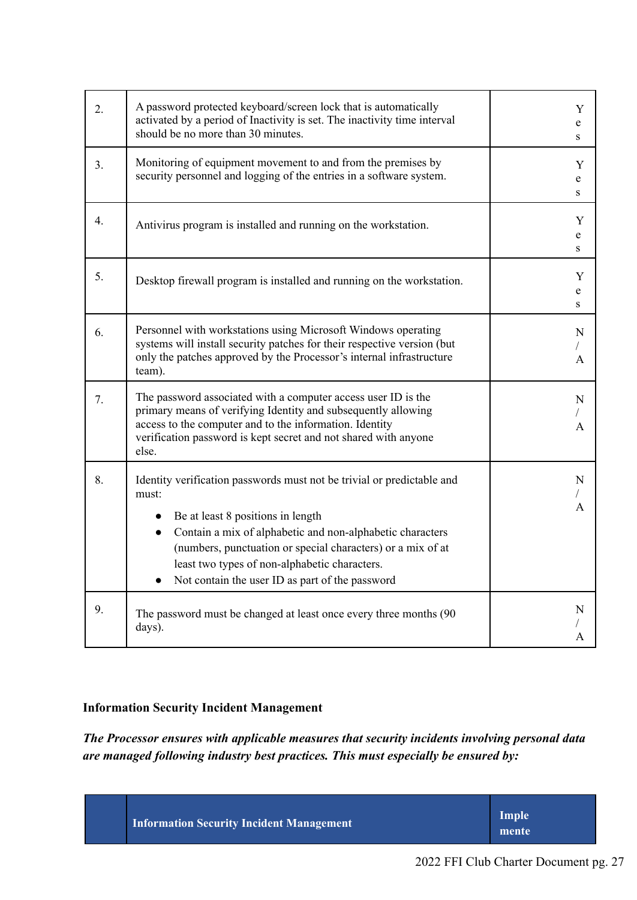| | | |
|---|---|---|
| 2. | A password protected keyboard/screen lock that is automatically activated by a period of Inactivity is set. The inactivity time interval should be no more than 30 minutes. | Yes |
| 3. | Monitoring of equipment movement to and from the premises by security personnel and logging of the entries in a software system. | Yes |
| 4. | Antivirus program is installed and running on the workstation. | Yes |
| 5. | Desktop firewall program is installed and running on the workstation. | Yes |
| 6. | Personnel with workstations using Microsoft Windows operating systems will install security patches for their respective version (but only the patches approved by the Processor's internal infrastructure team). | N/A |
| 7. | The password associated with a computer access user ID is the primary means of verifying Identity and subsequently allowing access to the computer and to the information. Identity verification password is kept secret and not shared with anyone else. | N/A |
| 8. | Identity verification passwords must not be trivial or predictable and must:<br>● Be at least 8 positions in length<br>● Contain a mix of alphabetic and non-alphabetic characters (numbers, punctuation or special characters) or a mix of at least two types of non-alphabetic characters.<br>● Not contain the user ID as part of the password | N/A |
| 9. | The password must be changed at least once every three months (90 days). | N/A |

**Information Security Incident Management**

***The Processor ensures with applicable measures that security incidents involving personal data are managed following industry best practices. This must especially be ensured by:***

| | Information Security Incident Management | Implemente |
|---|---|---|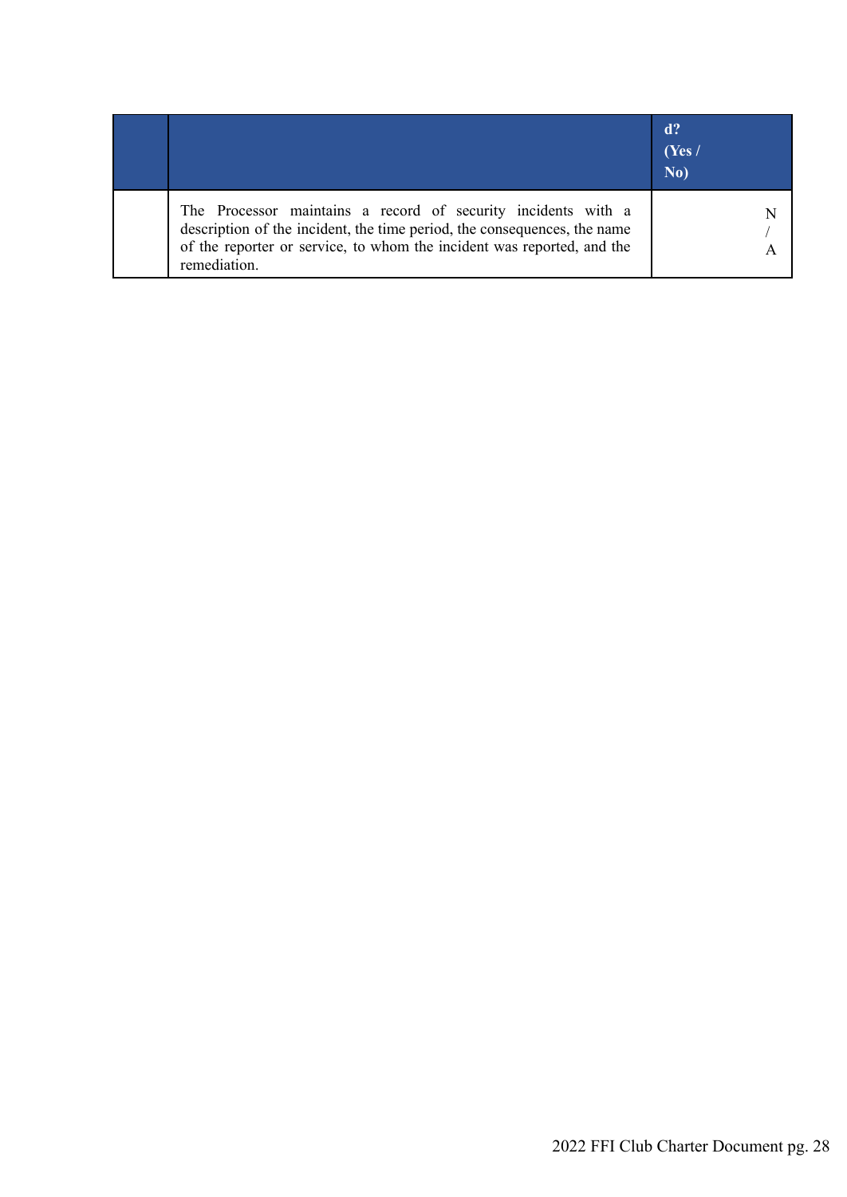| | | d? (Yes / No) |
|---|---|---|
| | The Processor maintains a record of security incidents with a description of the incident, the time period, the consequences, the name of the reporter or service, to whom the incident was reported, and the remediation. | N / A |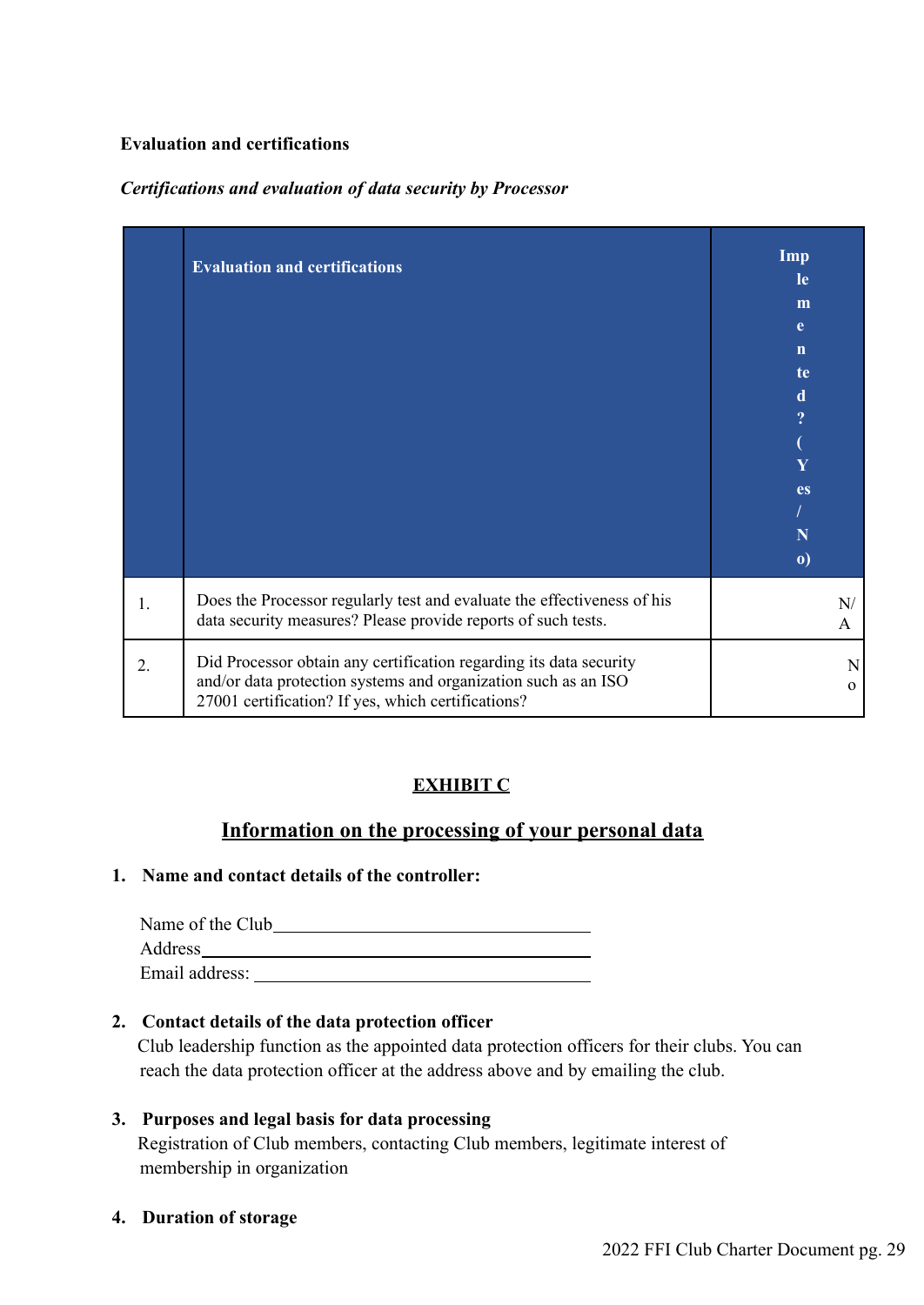**Evaluation and certifications**

***Certifications and evaluation of data security by Processor***

| | Evaluation and certifications | Implemented? (Yes/No) |
|---|---|---|
| 1. | Does the Processor regularly test and evaluate the effectiveness of his data security measures? Please provide reports of such tests. | N/A |
| 2. | Did Processor obtain any certification regarding its data security and/or data protection systems and organization such as an ISO 27001 certification? If yes, which certifications? | No |

## EXHIBIT C

## Information on the processing of your personal data

1. **Name and contact details of the controller:**

   Name of the Club\_\_\_\_\_\_\_\_\_\_\_\_\_\_\_\_\_\_\_\_\_\_\_\_\_\_\_\_\_\_\_\_\_\_
   Address\_\_\_\_\_\_\_\_\_\_\_\_\_\_\_\_\_\_\_\_\_\_\_\_\_\_\_\_\_\_\_\_\_\_\_\_\_\_\_
   Email address: \_\_\_\_\_\_\_\_\_\_\_\_\_\_\_\_\_\_\_\_\_\_\_\_\_\_\_\_\_\_\_\_\_\_

2. **Contact details of the data protection officer**
   Club leadership function as the appointed data protection officers for their clubs. You can reach the data protection officer at the address above and by emailing the club.

3. **Purposes and legal basis for data processing**
   Registration of Club members, contacting Club members, legitimate interest of membership in organization

4. **Duration of storage**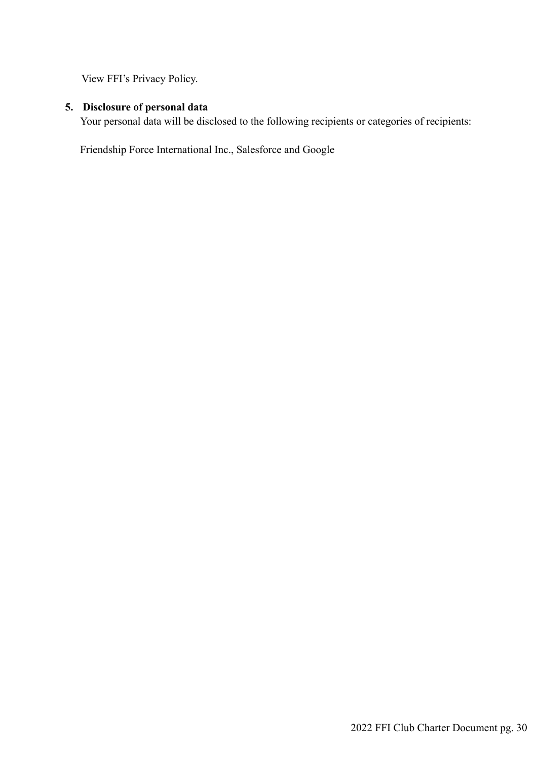View FFI's Privacy Policy.

5. **Disclosure of personal data**

Your personal data will be disclosed to the following recipients or categories of recipients:

Friendship Force International Inc., Salesforce and Google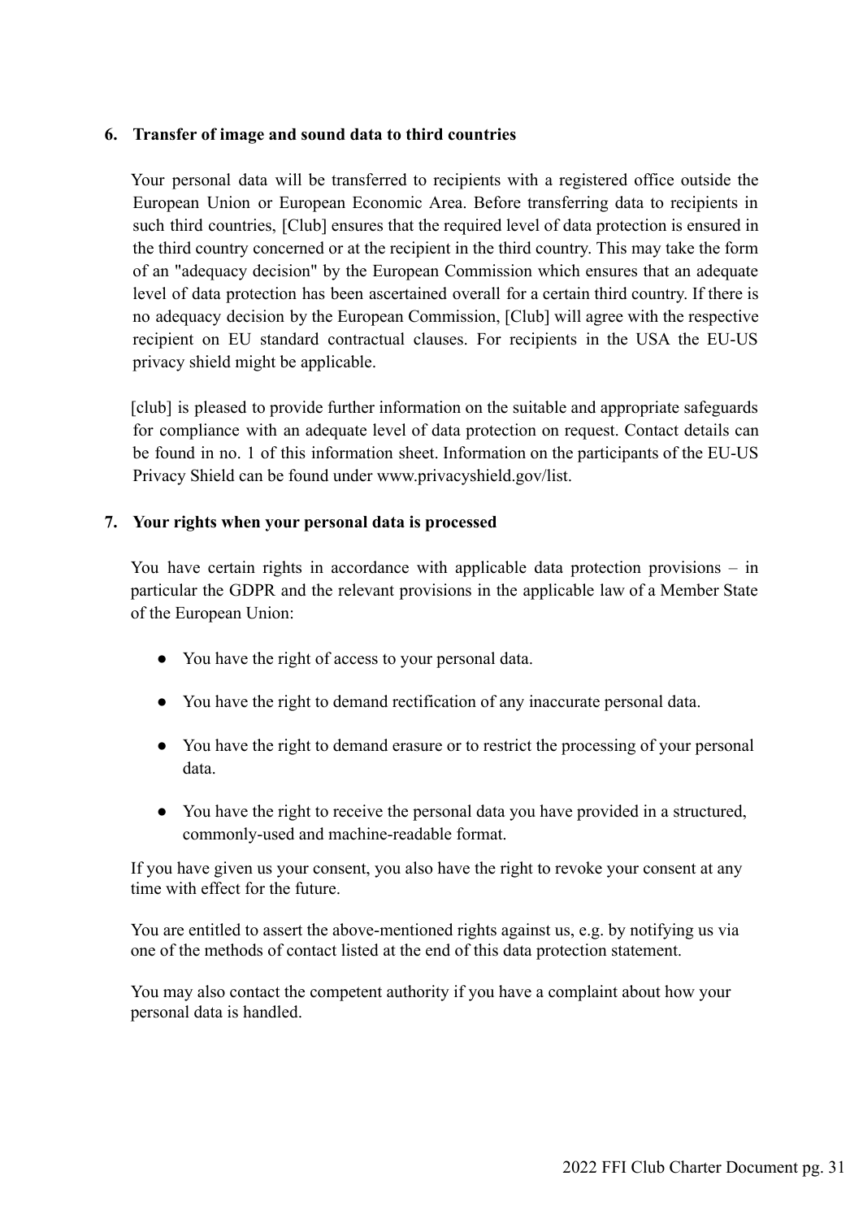### 6. Transfer of image and sound data to third countries

Your personal data will be transferred to recipients with a registered office outside the European Union or European Economic Area. Before transferring data to recipients in such third countries, [Club] ensures that the required level of data protection is ensured in the third country concerned or at the recipient in the third country. This may take the form of an "adequacy decision" by the European Commission which ensures that an adequate level of data protection has been ascertained overall for a certain third country. If there is no adequacy decision by the European Commission, [Club] will agree with the respective recipient on EU standard contractual clauses. For recipients in the USA the EU-US privacy shield might be applicable.

[club] is pleased to provide further information on the suitable and appropriate safeguards for compliance with an adequate level of data protection on request. Contact details can be found in no. 1 of this information sheet. Information on the participants of the EU-US Privacy Shield can be found under www.privacyshield.gov/list.

### 7. Your rights when your personal data is processed

You have certain rights in accordance with applicable data protection provisions – in particular the GDPR and the relevant provisions in the applicable law of a Member State of the European Union:

- You have the right of access to your personal data.
- You have the right to demand rectification of any inaccurate personal data.
- You have the right to demand erasure or to restrict the processing of your personal data.
- You have the right to receive the personal data you have provided in a structured, commonly-used and machine-readable format.

If you have given us your consent, you also have the right to revoke your consent at any time with effect for the future.

You are entitled to assert the above-mentioned rights against us, e.g. by notifying us via one of the methods of contact listed at the end of this data protection statement.

You may also contact the competent authority if you have a complaint about how your personal data is handled.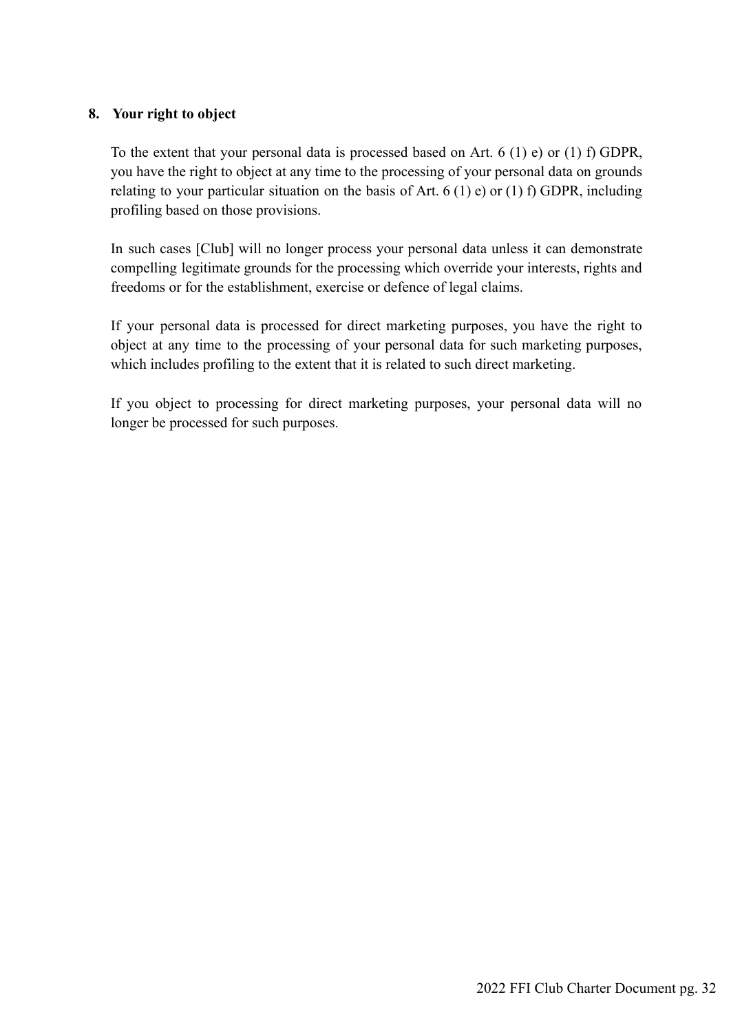## 8. Your right to object

To the extent that your personal data is processed based on Art. 6 (1) e) or (1) f) GDPR, you have the right to object at any time to the processing of your personal data on grounds relating to your particular situation on the basis of Art. 6 (1) e) or (1) f) GDPR, including profiling based on those provisions.

In such cases [Club] will no longer process your personal data unless it can demonstrate compelling legitimate grounds for the processing which override your interests, rights and freedoms or for the establishment, exercise or defence of legal claims.

If your personal data is processed for direct marketing purposes, you have the right to object at any time to the processing of your personal data for such marketing purposes, which includes profiling to the extent that it is related to such direct marketing.

If you object to processing for direct marketing purposes, your personal data will no longer be processed for such purposes.